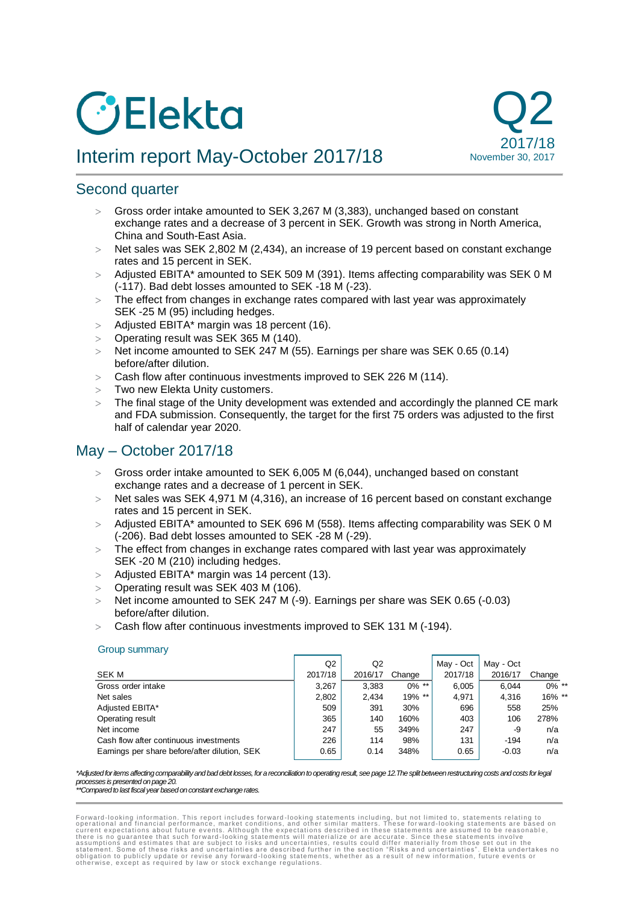# Elekta

# Interim report May-October 2017/18

Q2
2017/18
November 30, 2017

## Second quarter

- Gross order intake amounted to SEK 3,267 M (3,383), unchanged based on constant exchange rates and a decrease of 3 percent in SEK. Growth was strong in North America, China and South-East Asia.
- Net sales was SEK 2,802 M (2,434), an increase of 19 percent based on constant exchange rates and 15 percent in SEK.
- Adjusted EBITA* amounted to SEK 509 M (391). Items affecting comparability was SEK 0 M (-117). Bad debt losses amounted to SEK -18 M (-23).
- The effect from changes in exchange rates compared with last year was approximately SEK -25 M (95) including hedges.
- Adjusted EBITA* margin was 18 percent (16).
- Operating result was SEK 365 M (140).
- Net income amounted to SEK 247 M (55). Earnings per share was SEK 0.65 (0.14) before/after dilution.
- Cash flow after continuous investments improved to SEK 226 M (114).
- Two new Elekta Unity customers.
- The final stage of the Unity development was extended and accordingly the planned CE mark and FDA submission. Consequently, the target for the first 75 orders was adjusted to the first half of calendar year 2020.

## May – October 2017/18

- Gross order intake amounted to SEK 6,005 M (6,044), unchanged based on constant exchange rates and a decrease of 1 percent in SEK.
- Net sales was SEK 4,971 M (4,316), an increase of 16 percent based on constant exchange rates and 15 percent in SEK.
- Adjusted EBITA* amounted to SEK 696 M (558). Items affecting comparability was SEK 0 M (-206). Bad debt losses amounted to SEK -28 M (-29).
- The effect from changes in exchange rates compared with last year was approximately SEK -20 M (210) including hedges.
- Adjusted EBITA* margin was 14 percent (13).
- Operating result was SEK 403 M (106).
- Net income amounted to SEK 247 M (-9). Earnings per share was SEK 0.65 (-0.03) before/after dilution.
- Cash flow after continuous investments improved to SEK 131 M (-194).

### Group summary

| SEK M | Q2 2017/18 | Q2 2016/17 | Change | May - Oct 2017/18 | May - Oct 2016/17 | Change |
|---|---|---|---|---|---|---|
| Gross order intake | 3,267 | 3,383 | 0% ** | 6,005 | 6,044 | 0% ** |
| Net sales | 2,802 | 2,434 | 19% ** | 4,971 | 4,316 | 16% ** |
| Adjusted EBITA* | 509 | 391 | 30% | 696 | 558 | 25% |
| Operating result | 365 | 140 | 160% | 403 | 106 | 278% |
| Net income | 247 | 55 | 349% | 247 | -9 | n/a |
| Cash flow after continuous investments | 226 | 114 | 98% | 131 | -194 | n/a |
| Earnings per share before/after dilution, SEK | 0.65 | 0.14 | 348% | 0.65 | -0.03 | n/a |

*\*Adjusted for items affecting comparability and bad debt losses, for a reconciliation to operating result, see page 12.The split between restructuring costs and costs for legal processes is presented on page 20.*
*\*\*Compared to last fiscal year based on constant exchange rates.*

Forward-looking information. This report includes forward-looking statements including, but not limited to, statements relating to operational and financial performance, market conditions, and other similar matters. These forward-looking statements are based on current expectations about future events. Although the expectations described in these statements are assumed to be reasonable, there is no guarantee that such forward-looking statements will materialize or are accurate. Since these statements involve assumptions and estimates that are subject to risks and uncertainties, results could differ materially from those set out in the statement. Some of these risks and uncertainties are described further in the section "Risks and uncertainties". Elekta undertakes no obligation to publicly update or revise any forward-looking statements, whether as a result of new information, future events or otherwise, except as required by law or stock exchange regulations.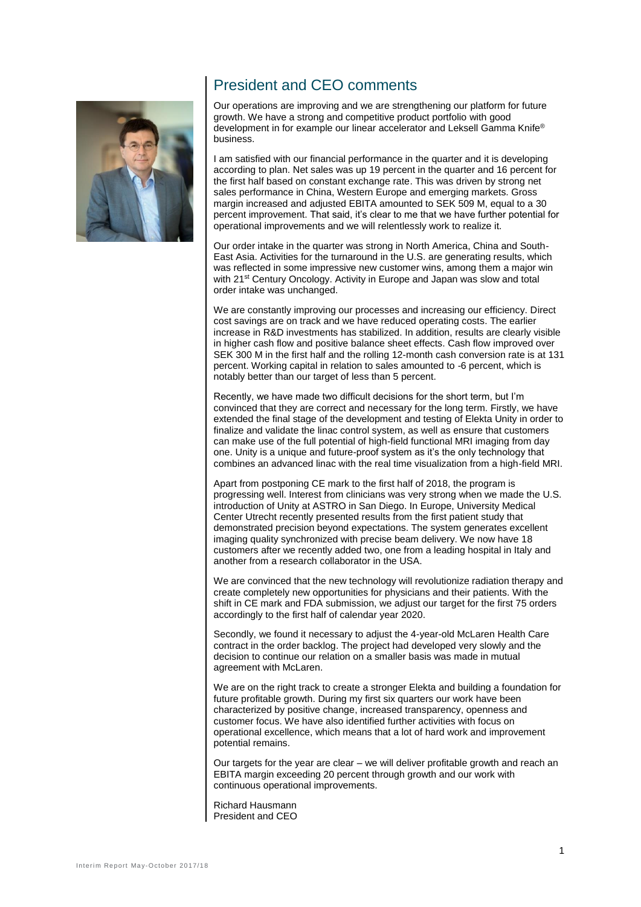## President and CEO comments

Our operations are improving and we are strengthening our platform for future growth. We have a strong and competitive product portfolio with good development in for example our linear accelerator and Leksell Gamma Knife® business.

I am satisfied with our financial performance in the quarter and it is developing according to plan. Net sales was up 19 percent in the quarter and 16 percent for the first half based on constant exchange rate. This was driven by strong net sales performance in China, Western Europe and emerging markets. Gross margin increased and adjusted EBITA amounted to SEK 509 M, equal to a 30 percent improvement. That said, it's clear to me that we have further potential for operational improvements and we will relentlessly work to realize it.

Our order intake in the quarter was strong in North America, China and South-East Asia. Activities for the turnaround in the U.S. are generating results, which was reflected in some impressive new customer wins, among them a major win with 21st Century Oncology. Activity in Europe and Japan was slow and total order intake was unchanged.

We are constantly improving our processes and increasing our efficiency. Direct cost savings are on track and we have reduced operating costs. The earlier increase in R&D investments has stabilized. In addition, results are clearly visible in higher cash flow and positive balance sheet effects. Cash flow improved over SEK 300 M in the first half and the rolling 12-month cash conversion rate is at 131 percent. Working capital in relation to sales amounted to -6 percent, which is notably better than our target of less than 5 percent.

Recently, we have made two difficult decisions for the short term, but I'm convinced that they are correct and necessary for the long term. Firstly, we have extended the final stage of the development and testing of Elekta Unity in order to finalize and validate the linac control system, as well as ensure that customers can make use of the full potential of high-field functional MRI imaging from day one. Unity is a unique and future-proof system as it's the only technology that combines an advanced linac with the real time visualization from a high-field MRI.

Apart from postponing CE mark to the first half of 2018, the program is progressing well. Interest from clinicians was very strong when we made the U.S. introduction of Unity at ASTRO in San Diego. In Europe, University Medical Center Utrecht recently presented results from the first patient study that demonstrated precision beyond expectations. The system generates excellent imaging quality synchronized with precise beam delivery. We now have 18 customers after we recently added two, one from a leading hospital in Italy and another from a research collaborator in the USA.

We are convinced that the new technology will revolutionize radiation therapy and create completely new opportunities for physicians and their patients. With the shift in CE mark and FDA submission, we adjust our target for the first 75 orders accordingly to the first half of calendar year 2020.

Secondly, we found it necessary to adjust the 4-year-old McLaren Health Care contract in the order backlog. The project had developed very slowly and the decision to continue our relation on a smaller basis was made in mutual agreement with McLaren.

We are on the right track to create a stronger Elekta and building a foundation for future profitable growth. During my first six quarters our work have been characterized by positive change, increased transparency, openness and customer focus. We have also identified further activities with focus on operational excellence, which means that a lot of hard work and improvement potential remains.

Our targets for the year are clear – we will deliver profitable growth and reach an EBITA margin exceeding 20 percent through growth and our work with continuous operational improvements.

Richard Hausmann
President and CEO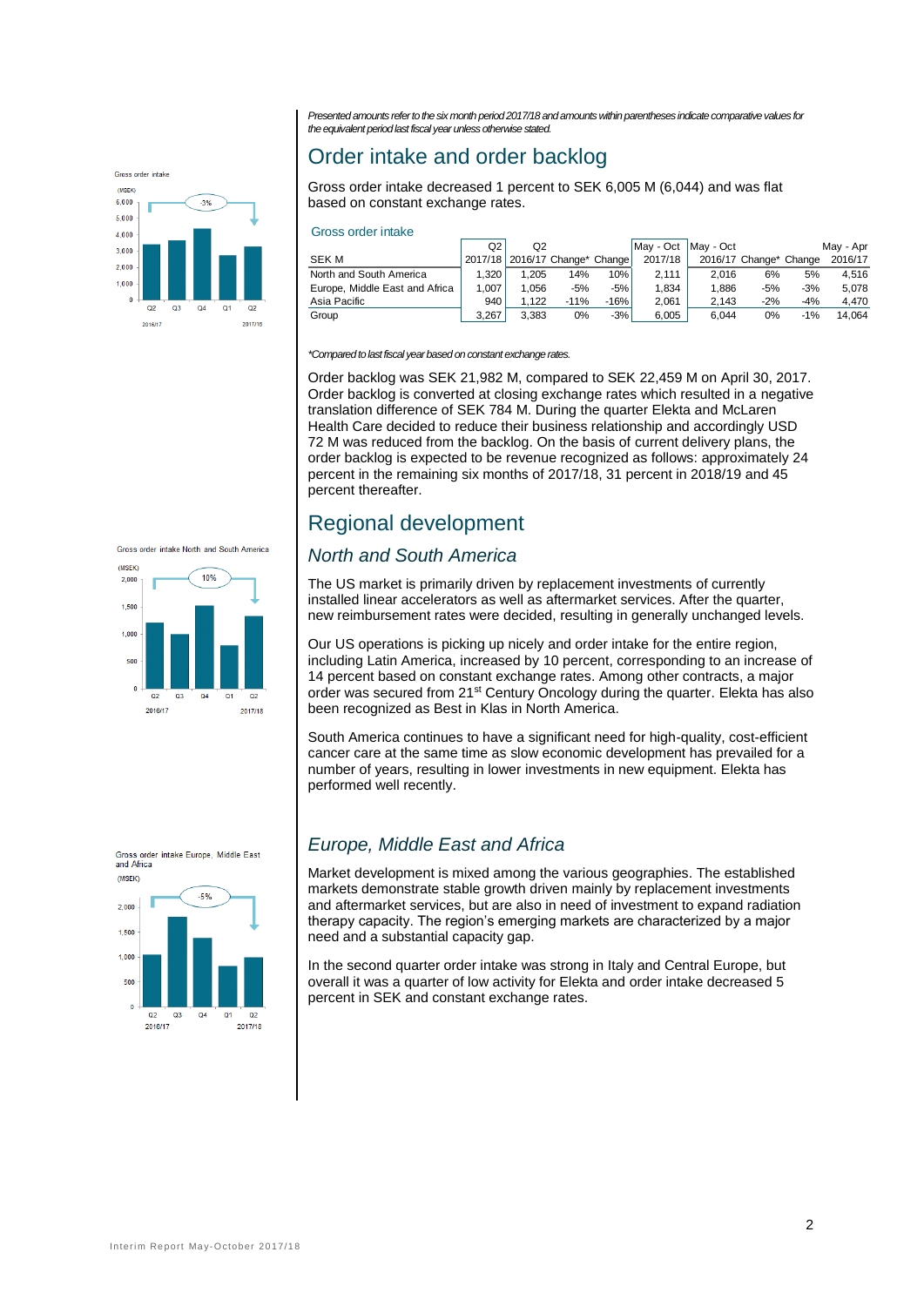*Presented amounts refer to the six month period 2017/18 and amounts within parentheses indicate comparative values for the equivalent period last fiscal year unless otherwise stated.*

## Order intake and order backlog

Gross order intake decreased 1 percent to SEK 6,005 M (6,044) and was flat based on constant exchange rates.

Gross order intake

| SEK M | Q2 2017/18 | Q2 2016/17 | Change* | Change | May - Oct 2017/18 | May - Oct 2016/17 | Change* | Change | May - Apr 2016/17 |
|---|---|---|---|---|---|---|---|---|---|
| North and South America | 1,320 | 1,205 | 14% | 10% | 2,111 | 2,016 | 6% | 5% | 4,516 |
| Europe, Middle East and Africa | 1,007 | 1,056 | -5% | -5% | 1,834 | 1,886 | -5% | -3% | 5,078 |
| Asia Pacific | 940 | 1,122 | -11% | -16% | 2,061 | 2,143 | -2% | -4% | 4,470 |
| Group | 3,267 | 3,383 | 0% | -3% | 6,005 | 6,044 | 0% | -1% | 14,064 |

*Compared to last fiscal year based on constant exchange rates.*

Order backlog was SEK 21,982 M, compared to SEK 22,459 M on April 30, 2017. Order backlog is converted at closing exchange rates which resulted in a negative translation difference of SEK 784 M. During the quarter Elekta and McLaren Health Care decided to reduce their business relationship and accordingly USD 72 M was reduced from the backlog. On the basis of current delivery plans, the order backlog is expected to be revenue recognized as follows: approximately 24 percent in the remaining six months of 2017/18, 31 percent in 2018/19 and 45 percent thereafter.

Gross order intake
(MSEK)
6,000
5,000
4,000
3,000
2,000
1,000
0
-3%
Q2 Q3 Q4 Q1 Q2
2016/17 2017/18

## Regional development

### *North and South America*

The US market is primarily driven by replacement investments of currently installed linear accelerators as well as aftermarket services. After the quarter, new reimbursement rates were decided, resulting in generally unchanged levels.

Our US operations is picking up nicely and order intake for the entire region, including Latin America, increased by 10 percent, corresponding to an increase of 14 percent based on constant exchange rates. Among other contracts, a major order was secured from 21st Century Oncology during the quarter. Elekta has also been recognized as Best in Klas in North America.

South America continues to have a significant need for high-quality, cost-efficient cancer care at the same time as slow economic development has prevailed for a number of years, resulting in lower investments in new equipment. Elekta has performed well recently.

Gross order intake North and South America
(MSEK)
2,000
1,500
1,000
500
0
10%
Q2 Q3 Q4 Q1 Q2
2016/17 2017/18

### *Europe, Middle East and Africa*

Market development is mixed among the various geographies. The established markets demonstrate stable growth driven mainly by replacement investments and aftermarket services, but are also in need of investment to expand radiation therapy capacity. The region's emerging markets are characterized by a major need and a substantial capacity gap.

In the second quarter order intake was strong in Italy and Central Europe, but overall it was a quarter of low activity for Elekta and order intake decreased 5 percent in SEK and constant exchange rates.

Gross order intake Europe, Middle East and Africa
(MSEK)
2,000
1,500
1,000
500
0
-5%
Q2 Q3 Q4 Q1 Q2
2016/17 2017/18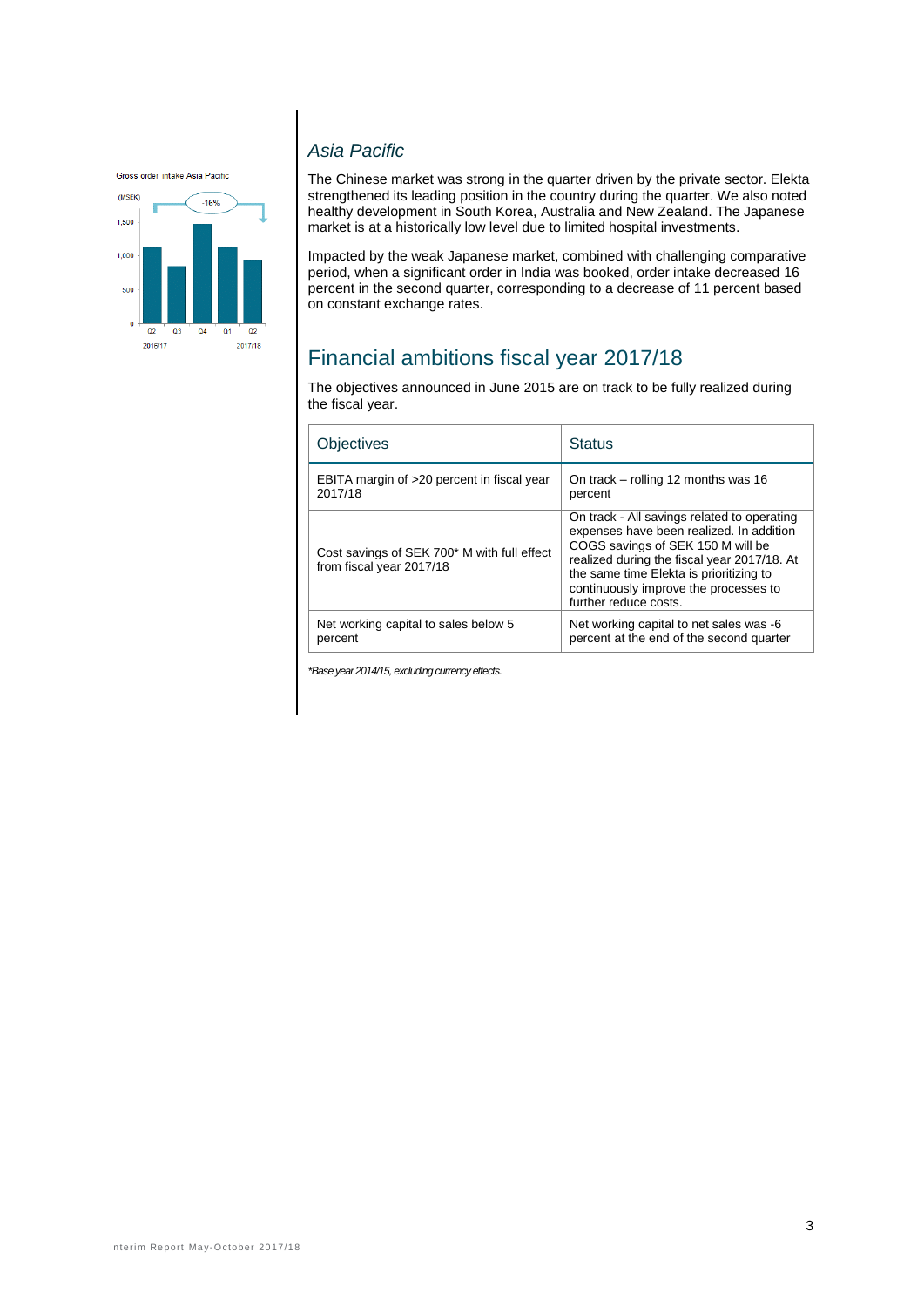Gross order intake Asia Pacific

(MSEK)

-16%

1,500

1,000

500

0

Q2 Q3 Q4 Q1 Q2

2016/17 2017/18

### *Asia Pacific*

The Chinese market was strong in the quarter driven by the private sector. Elekta strengthened its leading position in the country during the quarter. We also noted healthy development in South Korea, Australia and New Zealand. The Japanese market is at a historically low level due to limited hospital investments.

Impacted by the weak Japanese market, combined with challenging comparative period, when a significant order in India was booked, order intake decreased 16 percent in the second quarter, corresponding to a decrease of 11 percent based on constant exchange rates.

## Financial ambitions fiscal year 2017/18

The objectives announced in June 2015 are on track to be fully realized during the fiscal year.

| Objectives | Status |
|---|---|
| EBITA margin of >20 percent in fiscal year 2017/18 | On track – rolling 12 months was 16 percent |
| Cost savings of SEK 700* M with full effect from fiscal year 2017/18 | On track - All savings related to operating expenses have been realized. In addition COGS savings of SEK 150 M will be realized during the fiscal year 2017/18. At the same time Elekta is prioritizing to continuously improve the processes to further reduce costs. |
| Net working capital to sales below 5 percent | Net working capital to net sales was -6 percent at the end of the second quarter |

*\*Base year 2014/15, excluding currency effects.*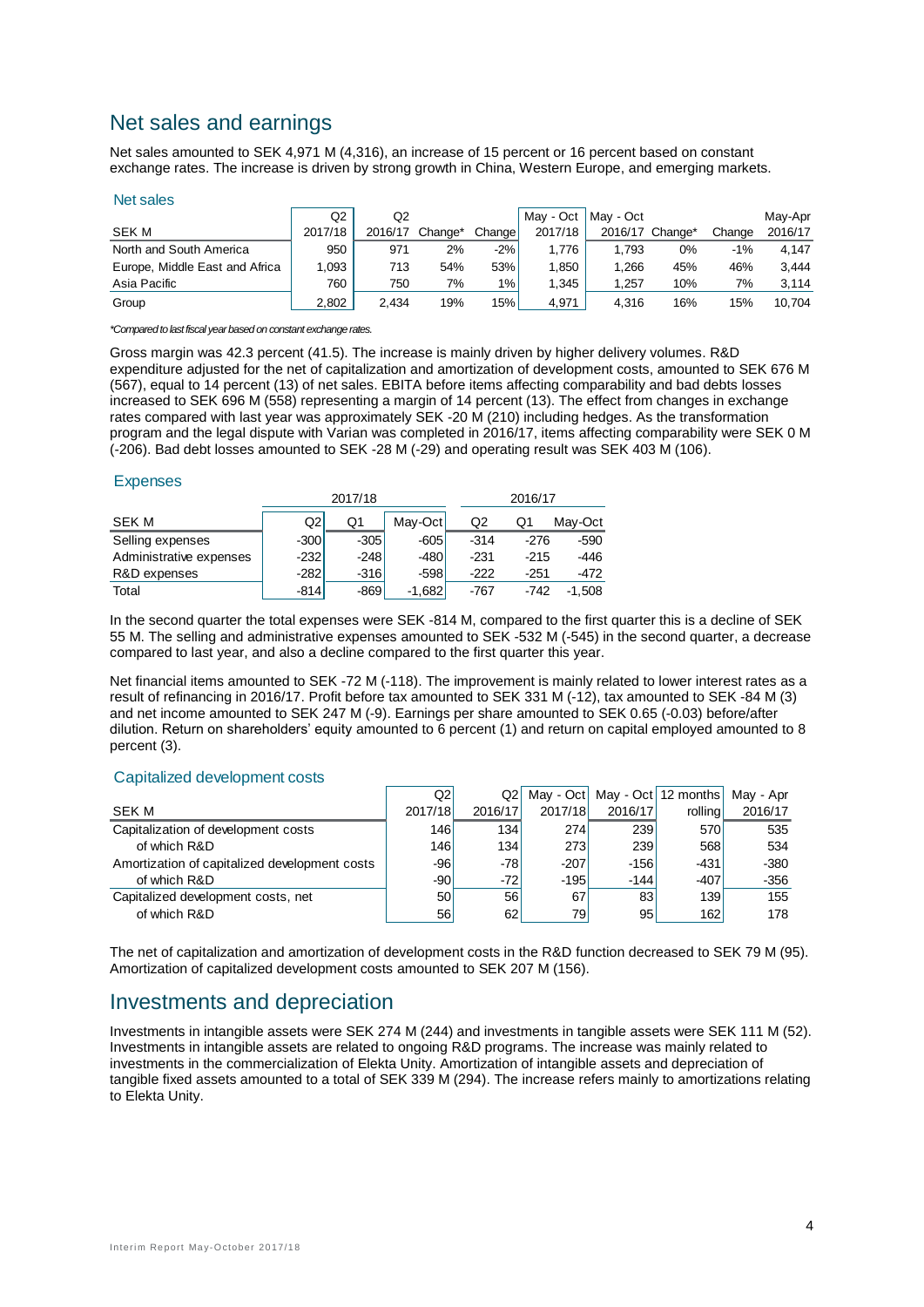## Net sales and earnings

Net sales amounted to SEK 4,971 M (4,316), an increase of 15 percent or 16 percent based on constant exchange rates. The increase is driven by strong growth in China, Western Europe, and emerging markets.

### Net sales

| SEK M | Q2 2017/18 | Q2 2016/17 | Change* | Change | May - Oct 2017/18 | May - Oct 2016/17 | Change* | Change | May-Apr 2016/17 |
|---|---|---|---|---|---|---|---|---|---|
| North and South America | 950 | 971 | 2% | -2% | 1,776 | 1,793 | 0% | -1% | 4,147 |
| Europe, Middle East and Africa | 1,093 | 713 | 54% | 53% | 1,850 | 1,266 | 45% | 46% | 3,444 |
| Asia Pacific | 760 | 750 | 7% | 1% | 1,345 | 1,257 | 10% | 7% | 3,114 |
| Group | 2,802 | 2,434 | 19% | 15% | 4,971 | 4,316 | 16% | 15% | 10,704 |

*Compared to last fiscal year based on constant exchange rates.*

Gross margin was 42.3 percent (41.5). The increase is mainly driven by higher delivery volumes. R&D expenditure adjusted for the net of capitalization and amortization of development costs, amounted to SEK 676 M (567), equal to 14 percent (13) of net sales. EBITA before items affecting comparability and bad debts losses increased to SEK 696 M (558) representing a margin of 14 percent (13). The effect from changes in exchange rates compared with last year was approximately SEK -20 M (210) including hedges. As the transformation program and the legal dispute with Varian was completed in 2016/17, items affecting comparability were SEK 0 M (-206). Bad debt losses amounted to SEK -28 M (-29) and operating result was SEK 403 M (106).

### Expenses

| | 2017/18 | | | 2016/17 | | |
|---|---|---|---|---|---|---|
| SEK M | Q2 | Q1 | May-Oct | Q2 | Q1 | May-Oct |
| Selling expenses | -300 | -305 | -605 | -314 | -276 | -590 |
| Administrative expenses | -232 | -248 | -480 | -231 | -215 | -446 |
| R&D expenses | -282 | -316 | -598 | -222 | -251 | -472 |
| Total | -814 | -869 | -1,682 | -767 | -742 | -1,508 |

In the second quarter the total expenses were SEK -814 M, compared to the first quarter this is a decline of SEK 55 M. The selling and administrative expenses amounted to SEK -532 M (-545) in the second quarter, a decrease compared to last year, and also a decline compared to the first quarter this year.

Net financial items amounted to SEK -72 M (-118). The improvement is mainly related to lower interest rates as a result of refinancing in 2016/17. Profit before tax amounted to SEK 331 M (-12), tax amounted to SEK -84 M (3) and net income amounted to SEK 247 M (-9). Earnings per share amounted to SEK 0.65 (-0.03) before/after dilution. Return on shareholders' equity amounted to 6 percent (1) and return on capital employed amounted to 8 percent (3).

### Capitalized development costs

| SEK M | Q2 2017/18 | Q2 2016/17 | May - Oct 2017/18 | May - Oct 2016/17 | 12 months rolling | May - Apr 2016/17 |
|---|---|---|---|---|---|---|
| Capitalization of development costs | 146 | 134 | 274 | 239 | 570 | 535 |
| of which R&D | 146 | 134 | 273 | 239 | 568 | 534 |
| Amortization of capitalized development costs | -96 | -78 | -207 | -156 | -431 | -380 |
| of which R&D | -90 | -72 | -195 | -144 | -407 | -356 |
| Capitalized development costs, net | 50 | 56 | 67 | 83 | 139 | 155 |
| of which R&D | 56 | 62 | 79 | 95 | 162 | 178 |

The net of capitalization and amortization of development costs in the R&D function decreased to SEK 79 M (95). Amortization of capitalized development costs amounted to SEK 207 M (156).

## Investments and depreciation

Investments in intangible assets were SEK 274 M (244) and investments in tangible assets were SEK 111 M (52). Investments in intangible assets are related to ongoing R&D programs. The increase was mainly related to investments in the commercialization of Elekta Unity. Amortization of intangible assets and depreciation of tangible fixed assets amounted to a total of SEK 339 M (294). The increase refers mainly to amortizations relating to Elekta Unity.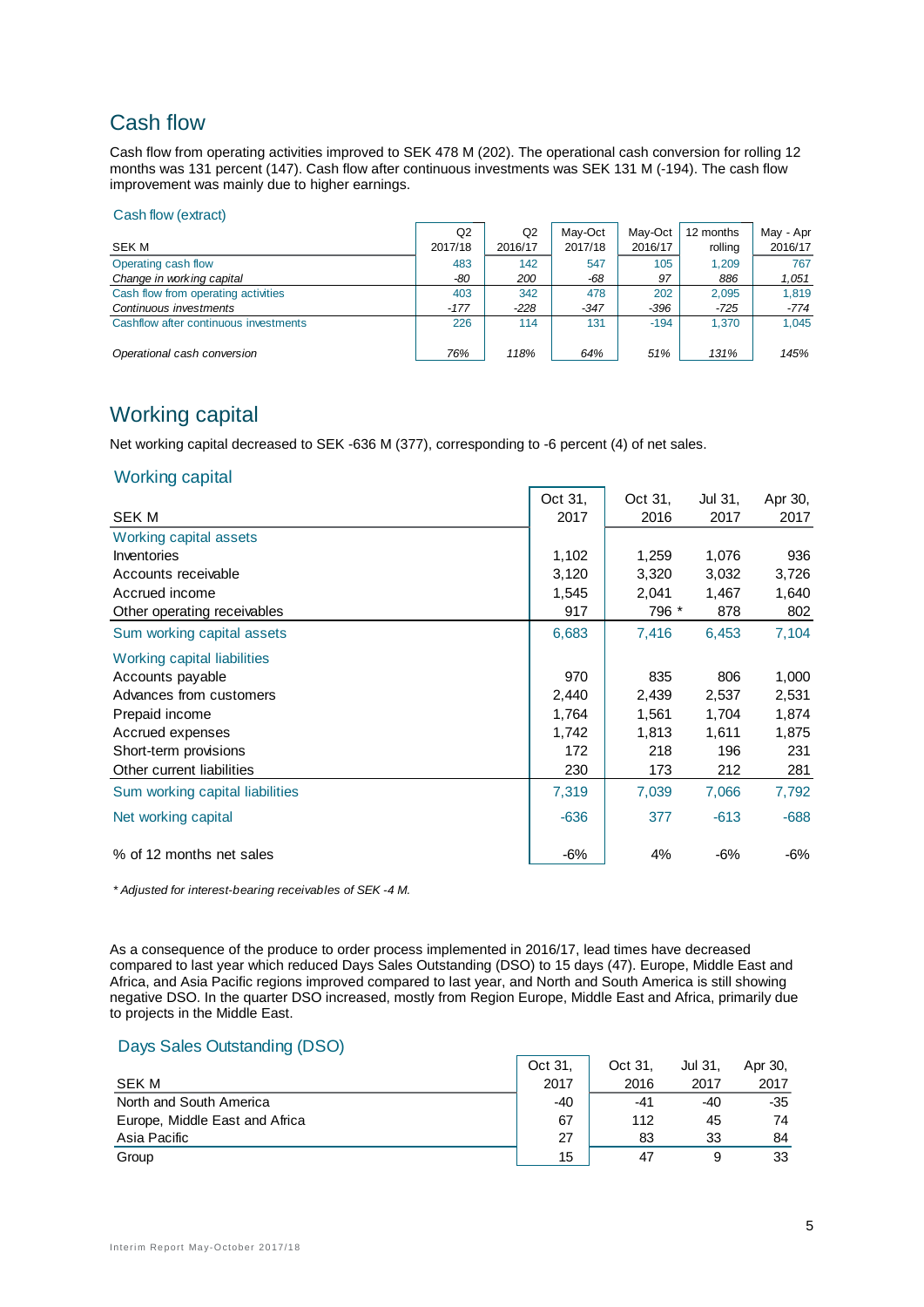## Cash flow

Cash flow from operating activities improved to SEK 478 M (202). The operational cash conversion for rolling 12 months was 131 percent (147). Cash flow after continuous investments was SEK 131 M (-194). The cash flow improvement was mainly due to higher earnings.

### Cash flow (extract)

| SEK M | Q2 2017/18 | Q2 2016/17 | May-Oct 2017/18 | May-Oct 2016/17 | 12 months rolling | May - Apr 2016/17 |
|---|---|---|---|---|---|---|
| Operating cash flow | 483 | 142 | 547 | 105 | 1,209 | 767 |
| *Change in working capital* | *-80* | *200* | *-68* | *97* | *886* | *1,051* |
| Cash flow from operating activities | 403 | 342 | 478 | 202 | 2,095 | 1,819 |
| *Continuous investments* | *-177* | *-228* | *-347* | *-396* | *-725* | *-774* |
| Cashflow after continuous investments | 226 | 114 | 131 | -194 | 1,370 | 1,045 |
| | | | | | | |
| *Operational cash conversion* | *76%* | *118%* | *64%* | *51%* | *131%* | *145%* |

## Working capital

Net working capital decreased to SEK -636 M (377), corresponding to -6 percent (4) of net sales.

### Working capital

| SEK M | Oct 31, 2017 | Oct 31, 2016 | Jul 31, 2017 | Apr 30, 2017 |
|---|---|---|---|---|
| Working capital assets | | | | |
| Inventories | 1,102 | 1,259 | 1,076 | 936 |
| Accounts receivable | 3,120 | 3,320 | 3,032 | 3,726 |
| Accrued income | 1,545 | 2,041 | 1,467 | 1,640 |
| Other operating receivables | 917 | 796 * | 878 | 802 |
| Sum working capital assets | 6,683 | 7,416 | 6,453 | 7,104 |
| Working capital liabilities | | | | |
| Accounts payable | 970 | 835 | 806 | 1,000 |
| Advances from customers | 2,440 | 2,439 | 2,537 | 2,531 |
| Prepaid income | 1,764 | 1,561 | 1,704 | 1,874 |
| Accrued expenses | 1,742 | 1,813 | 1,611 | 1,875 |
| Short-term provisions | 172 | 218 | 196 | 231 |
| Other current liabilities | 230 | 173 | 212 | 281 |
| Sum working capital liabilities | 7,319 | 7,039 | 7,066 | 7,792 |
| Net working capital | -636 | 377 | -613 | -688 |
| | | | | |
| % of 12 months net sales | -6% | 4% | -6% | -6% |

*\* Adjusted for interest-bearing receivables of SEK -4 M.*

As a consequence of the produce to order process implemented in 2016/17, lead times have decreased compared to last year which reduced Days Sales Outstanding (DSO) to 15 days (47). Europe, Middle East and Africa, and Asia Pacific regions improved compared to last year, and North and South America is still showing negative DSO. In the quarter DSO increased, mostly from Region Europe, Middle East and Africa, primarily due to projects in the Middle East.

### Days Sales Outstanding (DSO)

| SEK M | Oct 31, 2017 | Oct 31, 2016 | Jul 31, 2017 | Apr 30, 2017 |
|---|---|---|---|---|
| North and South America | -40 | -41 | -40 | -35 |
| Europe, Middle East and Africa | 67 | 112 | 45 | 74 |
| Asia Pacific | 27 | 83 | 33 | 84 |
| Group | 15 | 47 | 9 | 33 |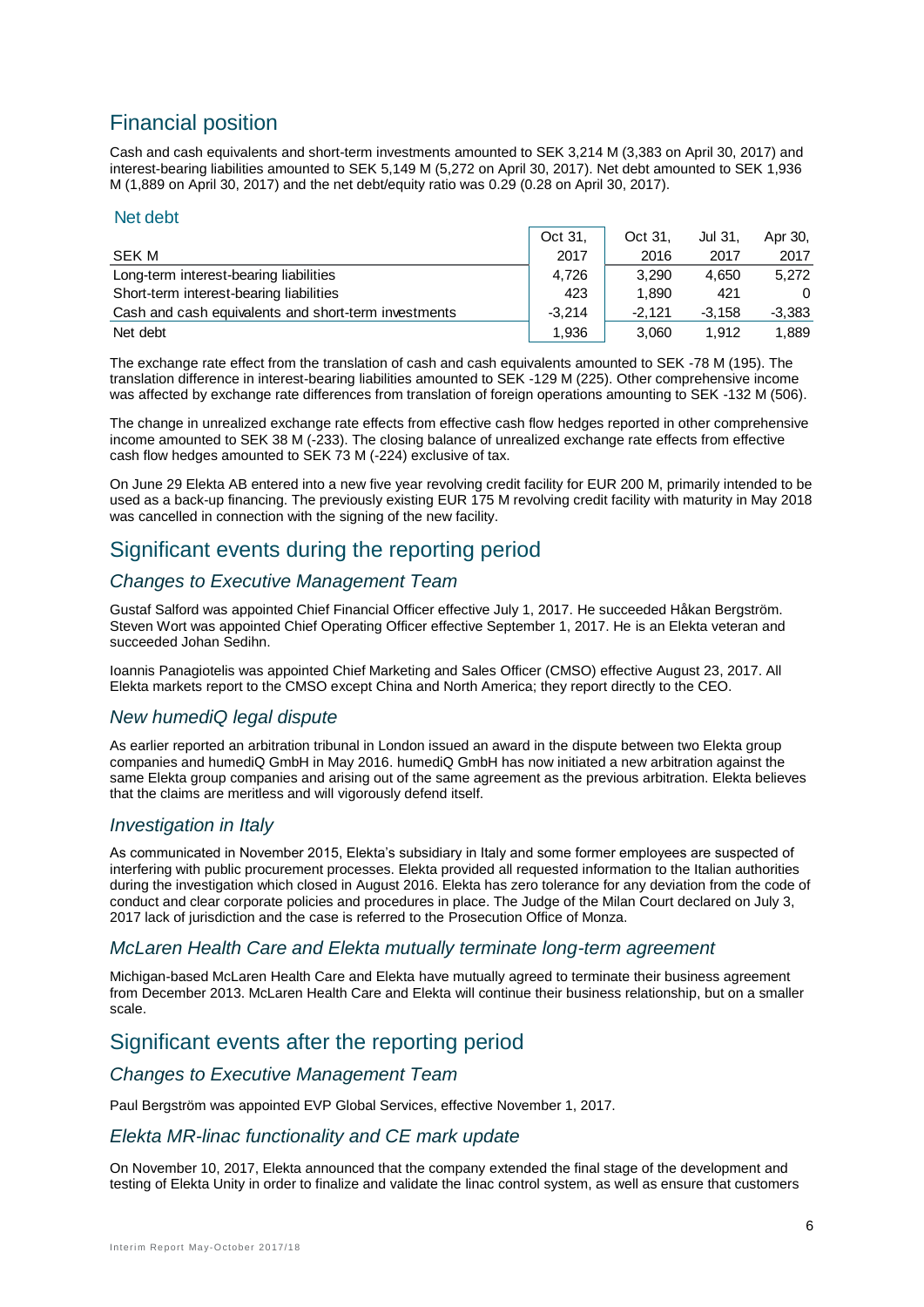## Financial position

Cash and cash equivalents and short-term investments amounted to SEK 3,214 M (3,383 on April 30, 2017) and interest-bearing liabilities amounted to SEK 5,149 M (5,272 on April 30, 2017). Net debt amounted to SEK 1,936 M (1,889 on April 30, 2017) and the net debt/equity ratio was 0.29 (0.28 on April 30, 2017).

### Net debt

| SEK M | Oct 31, 2017 | Oct 31, 2016 | Jul 31, 2017 | Apr 30, 2017 |
|---|---|---|---|---|
| Long-term interest-bearing liabilities | 4,726 | 3,290 | 4,650 | 5,272 |
| Short-term interest-bearing liabilities | 423 | 1,890 | 421 | 0 |
| Cash and cash equivalents and short-term investments | -3,214 | -2,121 | -3,158 | -3,383 |
| Net debt | 1,936 | 3,060 | 1,912 | 1,889 |

The exchange rate effect from the translation of cash and cash equivalents amounted to SEK -78 M (195). The translation difference in interest-bearing liabilities amounted to SEK -129 M (225). Other comprehensive income was affected by exchange rate differences from translation of foreign operations amounting to SEK -132 M (506).

The change in unrealized exchange rate effects from effective cash flow hedges reported in other comprehensive income amounted to SEK 38 M (-233). The closing balance of unrealized exchange rate effects from effective cash flow hedges amounted to SEK 73 M (-224) exclusive of tax.

On June 29 Elekta AB entered into a new five year revolving credit facility for EUR 200 M, primarily intended to be used as a back-up financing. The previously existing EUR 175 M revolving credit facility with maturity in May 2018 was cancelled in connection with the signing of the new facility.

## Significant events during the reporting period

### *Changes to Executive Management Team*

Gustaf Salford was appointed Chief Financial Officer effective July 1, 2017. He succeeded Håkan Bergström. Steven Wort was appointed Chief Operating Officer effective September 1, 2017. He is an Elekta veteran and succeeded Johan Sedihn.

Ioannis Panagiotelis was appointed Chief Marketing and Sales Officer (CMSO) effective August 23, 2017. All Elekta markets report to the CMSO except China and North America; they report directly to the CEO.

### *New humediQ legal dispute*

As earlier reported an arbitration tribunal in London issued an award in the dispute between two Elekta group companies and humediQ GmbH in May 2016. humediQ GmbH has now initiated a new arbitration against the same Elekta group companies and arising out of the same agreement as the previous arbitration. Elekta believes that the claims are meritless and will vigorously defend itself.

### *Investigation in Italy*

As communicated in November 2015, Elekta's subsidiary in Italy and some former employees are suspected of interfering with public procurement processes. Elekta provided all requested information to the Italian authorities during the investigation which closed in August 2016. Elekta has zero tolerance for any deviation from the code of conduct and clear corporate policies and procedures in place. The Judge of the Milan Court declared on July 3, 2017 lack of jurisdiction and the case is referred to the Prosecution Office of Monza.

### *McLaren Health Care and Elekta mutually terminate long-term agreement*

Michigan-based McLaren Health Care and Elekta have mutually agreed to terminate their business agreement from December 2013. McLaren Health Care and Elekta will continue their business relationship, but on a smaller scale.

## Significant events after the reporting period

### *Changes to Executive Management Team*

Paul Bergström was appointed EVP Global Services, effective November 1, 2017.

### *Elekta MR-linac functionality and CE mark update*

On November 10, 2017, Elekta announced that the company extended the final stage of the development and testing of Elekta Unity in order to finalize and validate the linac control system, as well as ensure that customers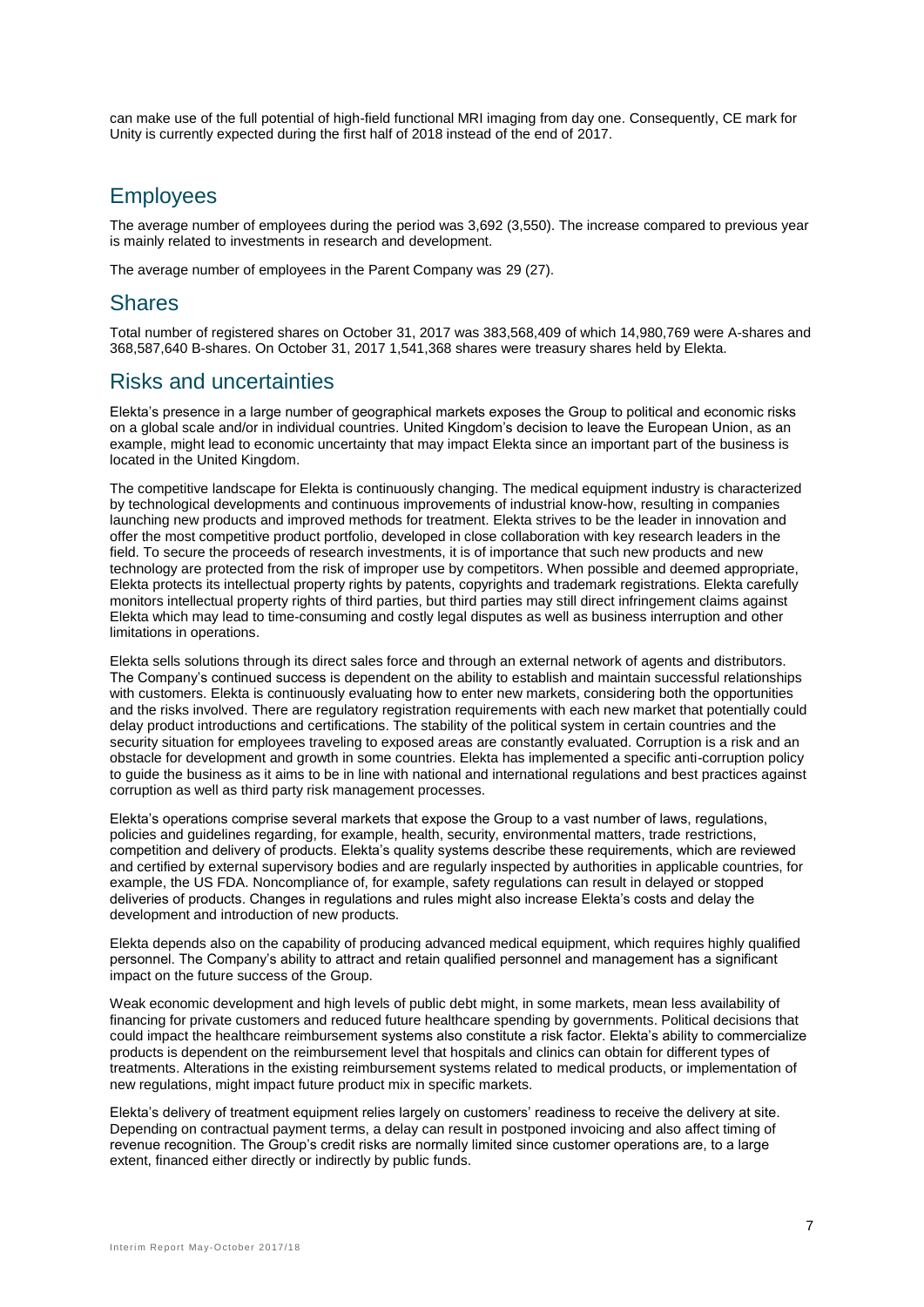can make use of the full potential of high-field functional MRI imaging from day one. Consequently, CE mark for Unity is currently expected during the first half of 2018 instead of the end of 2017.

## Employees

The average number of employees during the period was 3,692 (3,550). The increase compared to previous year is mainly related to investments in research and development.

The average number of employees in the Parent Company was 29 (27).

## Shares

Total number of registered shares on October 31, 2017 was 383,568,409 of which 14,980,769 were A-shares and 368,587,640 B-shares. On October 31, 2017 1,541,368 shares were treasury shares held by Elekta.

## Risks and uncertainties

Elekta's presence in a large number of geographical markets exposes the Group to political and economic risks on a global scale and/or in individual countries. United Kingdom's decision to leave the European Union, as an example, might lead to economic uncertainty that may impact Elekta since an important part of the business is located in the United Kingdom.

The competitive landscape for Elekta is continuously changing. The medical equipment industry is characterized by technological developments and continuous improvements of industrial know-how, resulting in companies launching new products and improved methods for treatment. Elekta strives to be the leader in innovation and offer the most competitive product portfolio, developed in close collaboration with key research leaders in the field. To secure the proceeds of research investments, it is of importance that such new products and new technology are protected from the risk of improper use by competitors. When possible and deemed appropriate, Elekta protects its intellectual property rights by patents, copyrights and trademark registrations. Elekta carefully monitors intellectual property rights of third parties, but third parties may still direct infringement claims against Elekta which may lead to time-consuming and costly legal disputes as well as business interruption and other limitations in operations.

Elekta sells solutions through its direct sales force and through an external network of agents and distributors. The Company's continued success is dependent on the ability to establish and maintain successful relationships with customers. Elekta is continuously evaluating how to enter new markets, considering both the opportunities and the risks involved. There are regulatory registration requirements with each new market that potentially could delay product introductions and certifications. The stability of the political system in certain countries and the security situation for employees traveling to exposed areas are constantly evaluated. Corruption is a risk and an obstacle for development and growth in some countries. Elekta has implemented a specific anti-corruption policy to guide the business as it aims to be in line with national and international regulations and best practices against corruption as well as third party risk management processes.

Elekta's operations comprise several markets that expose the Group to a vast number of laws, regulations, policies and guidelines regarding, for example, health, security, environmental matters, trade restrictions, competition and delivery of products. Elekta's quality systems describe these requirements, which are reviewed and certified by external supervisory bodies and are regularly inspected by authorities in applicable countries, for example, the US FDA. Noncompliance of, for example, safety regulations can result in delayed or stopped deliveries of products. Changes in regulations and rules might also increase Elekta's costs and delay the development and introduction of new products.

Elekta depends also on the capability of producing advanced medical equipment, which requires highly qualified personnel. The Company's ability to attract and retain qualified personnel and management has a significant impact on the future success of the Group.

Weak economic development and high levels of public debt might, in some markets, mean less availability of financing for private customers and reduced future healthcare spending by governments. Political decisions that could impact the healthcare reimbursement systems also constitute a risk factor. Elekta's ability to commercialize products is dependent on the reimbursement level that hospitals and clinics can obtain for different types of treatments. Alterations in the existing reimbursement systems related to medical products, or implementation of new regulations, might impact future product mix in specific markets.

Elekta's delivery of treatment equipment relies largely on customers' readiness to receive the delivery at site. Depending on contractual payment terms, a delay can result in postponed invoicing and also affect timing of revenue recognition. The Group's credit risks are normally limited since customer operations are, to a large extent, financed either directly or indirectly by public funds.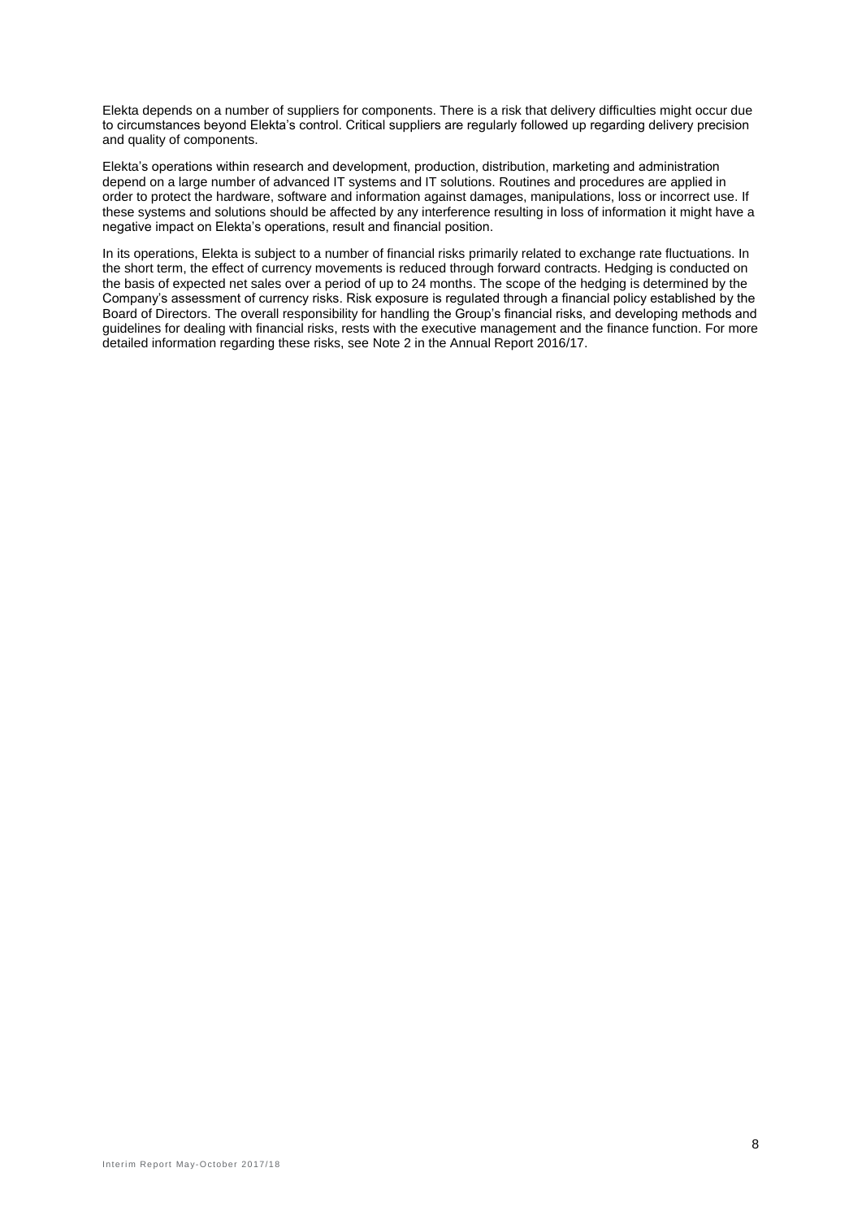Elekta depends on a number of suppliers for components. There is a risk that delivery difficulties might occur due to circumstances beyond Elekta's control. Critical suppliers are regularly followed up regarding delivery precision and quality of components.

Elekta's operations within research and development, production, distribution, marketing and administration depend on a large number of advanced IT systems and IT solutions. Routines and procedures are applied in order to protect the hardware, software and information against damages, manipulations, loss or incorrect use. If these systems and solutions should be affected by any interference resulting in loss of information it might have a negative impact on Elekta's operations, result and financial position.

In its operations, Elekta is subject to a number of financial risks primarily related to exchange rate fluctuations. In the short term, the effect of currency movements is reduced through forward contracts. Hedging is conducted on the basis of expected net sales over a period of up to 24 months. The scope of the hedging is determined by the Company's assessment of currency risks. Risk exposure is regulated through a financial policy established by the Board of Directors. The overall responsibility for handling the Group's financial risks, and developing methods and guidelines for dealing with financial risks, rests with the executive management and the finance function. For more detailed information regarding these risks, see Note 2 in the Annual Report 2016/17.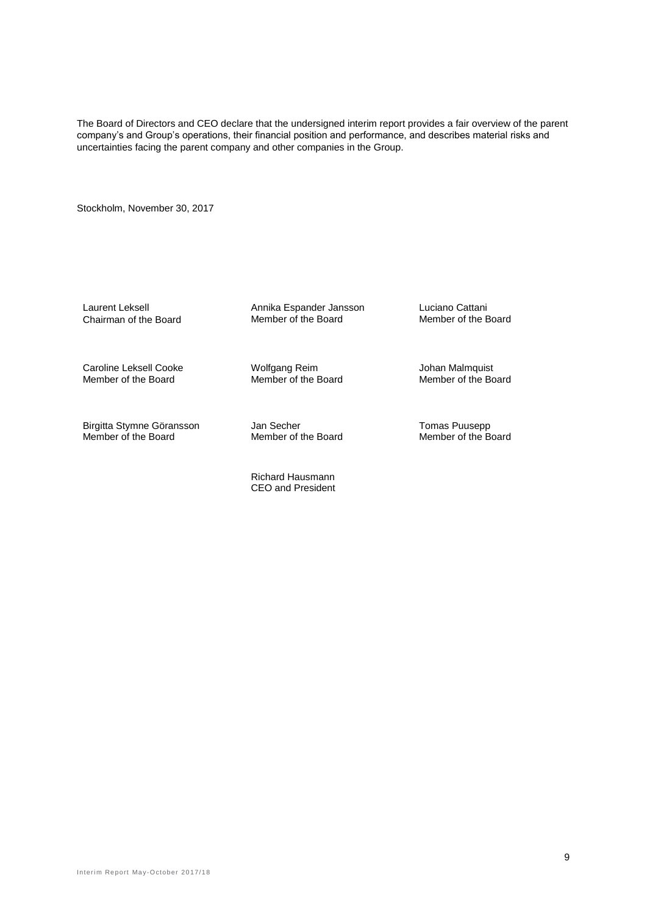The Board of Directors and CEO declare that the undersigned interim report provides a fair overview of the parent company's and Group's operations, their financial position and performance, and describes material risks and uncertainties facing the parent company and other companies in the Group.

Stockholm, November 30, 2017

Laurent Leksell
Chairman of the Board

Annika Espander Jansson
Member of the Board

Luciano Cattani
Member of the Board

Caroline Leksell Cooke
Member of the Board

Wolfgang Reim
Member of the Board

Johan Malmquist
Member of the Board

Birgitta Stymne Göransson
Member of the Board

Jan Secher
Member of the Board

Tomas Puusepp
Member of the Board

Richard Hausmann
CEO and President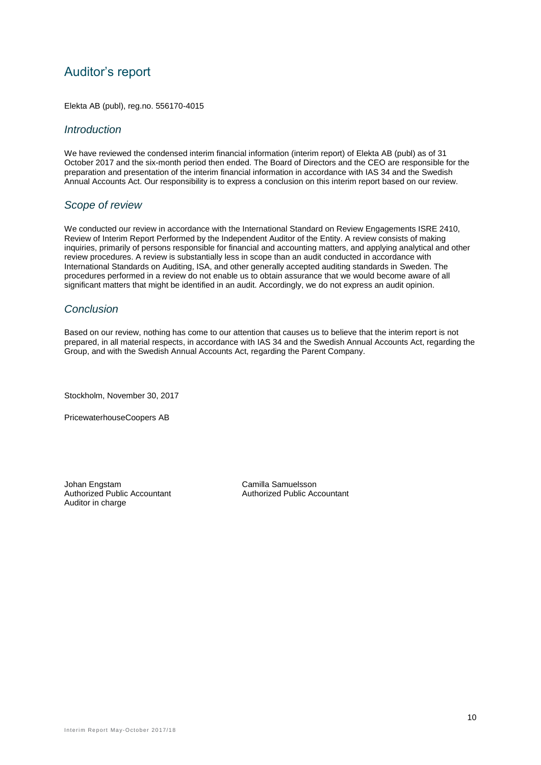# Auditor's report

Elekta AB (publ), reg.no. 556170-4015

## *Introduction*

We have reviewed the condensed interim financial information (interim report) of Elekta AB (publ) as of 31 October 2017 and the six-month period then ended. The Board of Directors and the CEO are responsible for the preparation and presentation of the interim financial information in accordance with IAS 34 and the Swedish Annual Accounts Act. Our responsibility is to express a conclusion on this interim report based on our review.

## *Scope of review*

We conducted our review in accordance with the International Standard on Review Engagements ISRE 2410, Review of Interim Report Performed by the Independent Auditor of the Entity. A review consists of making inquiries, primarily of persons responsible for financial and accounting matters, and applying analytical and other review procedures. A review is substantially less in scope than an audit conducted in accordance with International Standards on Auditing, ISA, and other generally accepted auditing standards in Sweden. The procedures performed in a review do not enable us to obtain assurance that we would become aware of all significant matters that might be identified in an audit. Accordingly, we do not express an audit opinion.

## *Conclusion*

Based on our review, nothing has come to our attention that causes us to believe that the interim report is not prepared, in all material respects, in accordance with IAS 34 and the Swedish Annual Accounts Act, regarding the Group, and with the Swedish Annual Accounts Act, regarding the Parent Company.

Stockholm, November 30, 2017

PricewaterhouseCoopers AB

Johan Engstam
Authorized Public Accountant
Auditor in charge

Camilla Samuelsson
Authorized Public Accountant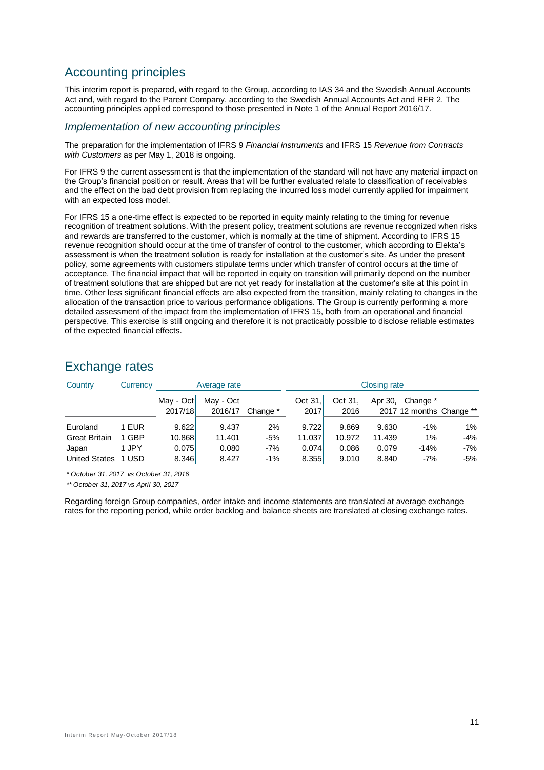## Accounting principles

This interim report is prepared, with regard to the Group, according to IAS 34 and the Swedish Annual Accounts Act and, with regard to the Parent Company, according to the Swedish Annual Accounts Act and RFR 2. The accounting principles applied correspond to those presented in Note 1 of the Annual Report 2016/17.

### *Implementation of new accounting principles*

The preparation for the implementation of IFRS 9 *Financial instruments* and IFRS 15 *Revenue from Contracts with Customers* as per May 1, 2018 is ongoing.

For IFRS 9 the current assessment is that the implementation of the standard will not have any material impact on the Group's financial position or result. Areas that will be further evaluated relate to classification of receivables and the effect on the bad debt provision from replacing the incurred loss model currently applied for impairment with an expected loss model.

For IFRS 15 a one-time effect is expected to be reported in equity mainly relating to the timing for revenue recognition of treatment solutions. With the present policy, treatment solutions are revenue recognized when risks and rewards are transferred to the customer, which is normally at the time of shipment. According to IFRS 15 revenue recognition should occur at the time of transfer of control to the customer, which according to Elekta's assessment is when the treatment solution is ready for installation at the customer's site. As under the present policy, some agreements with customers stipulate terms under which transfer of control occurs at the time of acceptance. The financial impact that will be reported in equity on transition will primarily depend on the number of treatment solutions that are shipped but are not yet ready for installation at the customer's site at this point in time. Other less significant financial effects are also expected from the transition, mainly relating to changes in the allocation of the transaction price to various performance obligations. The Group is currently performing a more detailed assessment of the impact from the implementation of IFRS 15, both from an operational and financial perspective. This exercise is still ongoing and therefore it is not practicably possible to disclose reliable estimates of the expected financial effects.

## Exchange rates

| Country | Currency | Average rate | | | Closing rate | | | | |
|---|---|---|---|---|---|---|---|---|---|
| | | May - Oct 2017/18 | May - Oct 2016/17 | Change * | Oct 31, 2017 | Oct 31, 2016 | Apr 30, 2017 | Change * 12 months | Change ** |
| Euroland | 1 EUR | 9.622 | 9.437 | 2% | 9.722 | 9.869 | 9.630 | -1% | 1% |
| Great Britain | 1 GBP | 10.868 | 11.401 | -5% | 11.037 | 10.972 | 11.439 | 1% | -4% |
| Japan | 1 JPY | 0.075 | 0.080 | -7% | 0.074 | 0.086 | 0.079 | -14% | -7% |
| United States | 1 USD | 8.346 | 8.427 | -1% | 8.355 | 9.010 | 8.840 | -7% | -5% |

*\* October 31, 2017 vs October 31, 2016*

*\*\* October 31, 2017 vs April 30, 2017*

Regarding foreign Group companies, order intake and income statements are translated at average exchange rates for the reporting period, while order backlog and balance sheets are translated at closing exchange rates.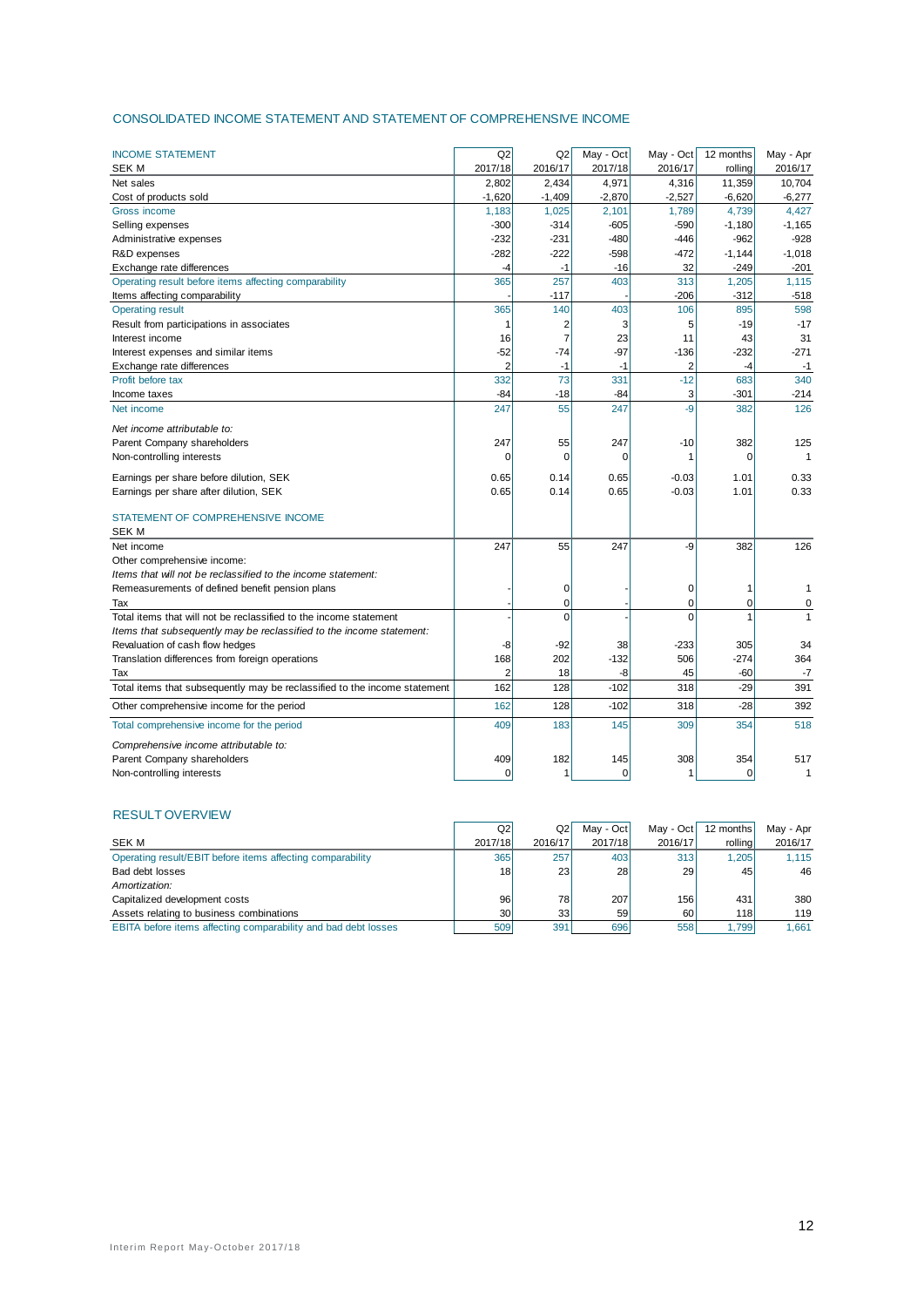## CONSOLIDATED INCOME STATEMENT AND STATEMENT OF COMPREHENSIVE INCOME

| INCOME STATEMENT<br>SEK M | Q2<br>2017/18 | Q2<br>2016/17 | May - Oct<br>2017/18 | May - Oct<br>2016/17 | 12 months<br>rolling | May - Apr<br>2016/17 |
|---|---|---|---|---|---|---|
| Net sales | 2,802 | 2,434 | 4,971 | 4,316 | 11,359 | 10,704 |
| Cost of products sold | -1,620 | -1,409 | -2,870 | -2,527 | -6,620 | -6,277 |
| Gross income | 1,183 | 1,025 | 2,101 | 1,789 | 4,739 | 4,427 |
| Selling expenses | -300 | -314 | -605 | -590 | -1,180 | -1,165 |
| Administrative expenses | -232 | -231 | -480 | -446 | -962 | -928 |
| R&D expenses | -282 | -222 | -598 | -472 | -1,144 | -1,018 |
| Exchange rate differences | -4 | -1 | -16 | 32 | -249 | -201 |
| Operating result before items affecting comparability | 365 | 257 | 403 | 313 | 1,205 | 1,115 |
| Items affecting comparability | - | -117 | - | -206 | -312 | -518 |
| Operating result | 365 | 140 | 403 | 106 | 895 | 598 |
| Result from participations in associates | 1 | 2 | 3 | 5 | -19 | -17 |
| Interest income | 16 | 7 | 23 | 11 | 43 | 31 |
| Interest expenses and similar items | -52 | -74 | -97 | -136 | -232 | -271 |
| Exchange rate differences | 2 | -1 | -1 | 2 | -4 | -1 |
| Profit before tax | 332 | 73 | 331 | -12 | 683 | 340 |
| Income taxes | -84 | -18 | -84 | 3 | -301 | -214 |
| Net income | 247 | 55 | 247 | -9 | 382 | 126 |
| *Net income attributable to:* | | | | | | |
| Parent Company shareholders | 247 | 55 | 247 | -10 | 382 | 125 |
| Non-controlling interests | 0 | 0 | 0 | 1 | 0 | 1 |
| Earnings per share before dilution, SEK | 0.65 | 0.14 | 0.65 | -0.03 | 1.01 | 0.33 |
| Earnings per share after dilution, SEK | 0.65 | 0.14 | 0.65 | -0.03 | 1.01 | 0.33 |
| **STATEMENT OF COMPREHENSIVE INCOME**<br>SEK M | | | | | | |
| Net income | 247 | 55 | 247 | -9 | 382 | 126 |
| Other comprehensive income: | | | | | | |
| *Items that will not be reclassified to the income statement:* | | | | | | |
| Remeasurements of defined benefit pension plans | - | 0 | - | 0 | 1 | 1 |
| Tax | - | 0 | - | 0 | 0 | 0 |
| Total items that will not be reclassified to the income statement | - | 0 | - | 0 | 1 | 1 |
| *Items that subsequently may be reclassified to the income statement:* | | | | | | |
| Revaluation of cash flow hedges | -8 | -92 | 38 | -233 | 305 | 34 |
| Translation differences from foreign operations | 168 | 202 | -132 | 506 | -274 | 364 |
| Tax | 2 | 18 | -8 | 45 | -60 | -7 |
| Total items that subsequently may be reclassified to the income statement | 162 | 128 | -102 | 318 | -29 | 391 |
| Other comprehensive income for the period | 162 | 128 | -102 | 318 | -28 | 392 |
| Total comprehensive income for the period | 409 | 183 | 145 | 309 | 354 | 518 |
| *Comprehensive income attributable to:* | | | | | | |
| Parent Company shareholders | 409 | 182 | 145 | 308 | 354 | 517 |
| Non-controlling interests | 0 | 1 | 0 | 1 | 0 | 1 |

## RESULT OVERVIEW

| SEK M | Q2<br>2017/18 | Q2<br>2016/17 | May - Oct<br>2017/18 | May - Oct<br>2016/17 | 12 months<br>rolling | May - Apr<br>2016/17 |
|---|---|---|---|---|---|---|
| Operating result/EBIT before items affecting comparability | 365 | 257 | 403 | 313 | 1,205 | 1,115 |
| Bad debt losses | 18 | 23 | 28 | 29 | 45 | 46 |
| *Amortization:* | | | | | | |
| Capitalized development costs | 96 | 78 | 207 | 156 | 431 | 380 |
| Assets relating to business combinations | 30 | 33 | 59 | 60 | 118 | 119 |
| EBITA before items affecting comparability and bad debt losses | 509 | 391 | 696 | 558 | 1,799 | 1,661 |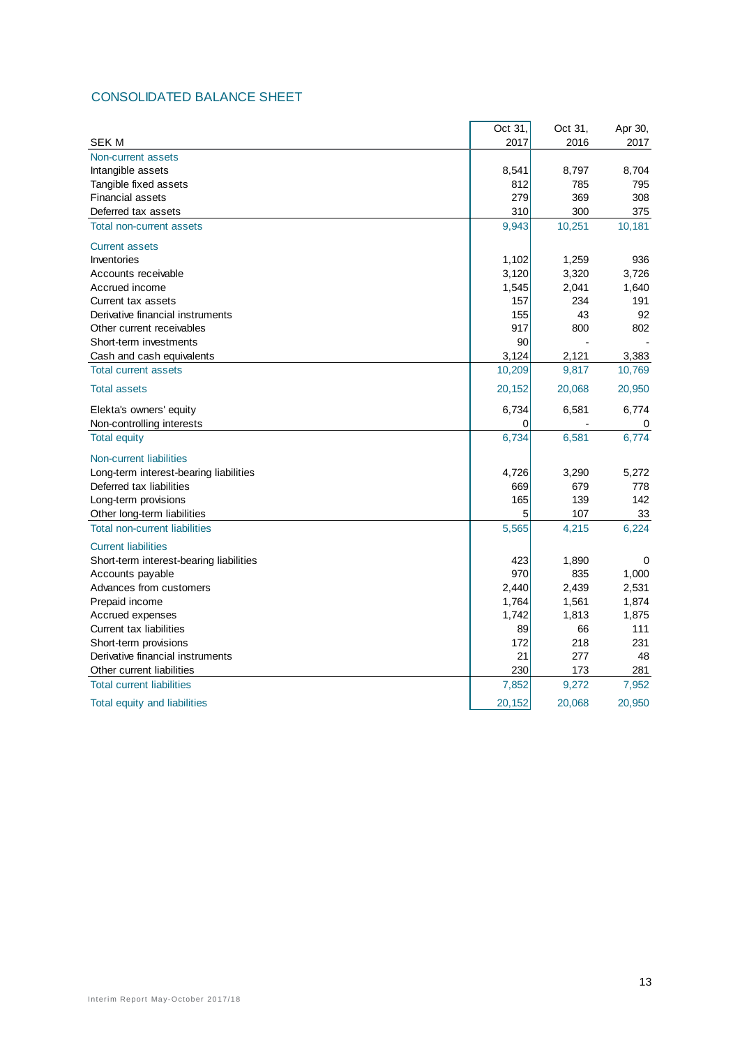## CONSOLIDATED BALANCE SHEET

| SEK M | Oct 31, 2017 | Oct 31, 2016 | Apr 30, 2017 |
|---|---|---|---|
| **Non-current assets** | | | |
| Intangible assets | 8,541 | 8,797 | 8,704 |
| Tangible fixed assets | 812 | 785 | 795 |
| Financial assets | 279 | 369 | 308 |
| Deferred tax assets | 310 | 300 | 375 |
| **Total non-current assets** | 9,943 | 10,251 | 10,181 |
| **Current assets** | | | |
| Inventories | 1,102 | 1,259 | 936 |
| Accounts receivable | 3,120 | 3,320 | 3,726 |
| Accrued income | 1,545 | 2,041 | 1,640 |
| Current tax assets | 157 | 234 | 191 |
| Derivative financial instruments | 155 | 43 | 92 |
| Other current receivables | 917 | 800 | 802 |
| Short-term investments | 90 | - | - |
| Cash and cash equivalents | 3,124 | 2,121 | 3,383 |
| **Total current assets** | 10,209 | 9,817 | 10,769 |
| **Total assets** | 20,152 | 20,068 | 20,950 |
| Elekta's owners' equity | 6,734 | 6,581 | 6,774 |
| Non-controlling interests | 0 | - | 0 |
| **Total equity** | 6,734 | 6,581 | 6,774 |
| **Non-current liabilities** | | | |
| Long-term interest-bearing liabilities | 4,726 | 3,290 | 5,272 |
| Deferred tax liabilities | 669 | 679 | 778 |
| Long-term provisions | 165 | 139 | 142 |
| Other long-term liabilities | 5 | 107 | 33 |
| **Total non-current liabilities** | 5,565 | 4,215 | 6,224 |
| **Current liabilities** | | | |
| Short-term interest-bearing liabilities | 423 | 1,890 | 0 |
| Accounts payable | 970 | 835 | 1,000 |
| Advances from customers | 2,440 | 2,439 | 2,531 |
| Prepaid income | 1,764 | 1,561 | 1,874 |
| Accrued expenses | 1,742 | 1,813 | 1,875 |
| Current tax liabilities | 89 | 66 | 111 |
| Short-term provisions | 172 | 218 | 231 |
| Derivative financial instruments | 21 | 277 | 48 |
| Other current liabilities | 230 | 173 | 281 |
| **Total current liabilities** | 7,852 | 9,272 | 7,952 |
| **Total equity and liabilities** | 20,152 | 20,068 | 20,950 |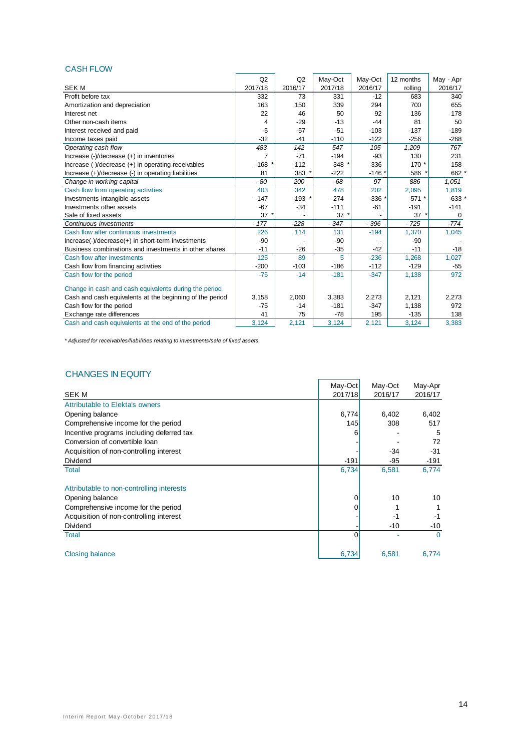## CASH FLOW

| SEK M | Q2 2017/18 | Q2 2016/17 | May-Oct 2017/18 | May-Oct 2016/17 | 12 months rolling | May - Apr 2016/17 |
|---|---|---|---|---|---|---|
| Profit before tax | 332 | 73 | 331 | -12 | 683 | 340 |
| Amortization and depreciation | 163 | 150 | 339 | 294 | 700 | 655 |
| Interest net | 22 | 46 | 50 | 92 | 136 | 178 |
| Other non-cash items | 4 | -29 | -13 | -44 | 81 | 50 |
| Interest received and paid | -5 | -57 | -51 | -103 | -137 | -189 |
| Income taxes paid | -32 | -41 | -110 | -122 | -256 | -268 |
| *Operating cash flow* | *483* | *142* | *547* | *105* | *1,209* | *767* |
| Increase (-)/decrease (+) in inventories | 7 | -71 | -194 | -93 | 130 | 231 |
| Increase (-)/decrease (+) in operating receivables | -168 * | -112 | 348 * | 336 | 170 * | 158 |
| Increase (+)/decrease (-) in operating liabilities | 81 | 383 * | -222 | -146 * | 586 * | 662 * |
| *Change in working capital* | *- 80* | *200* | *-68* | *97* | *886* | *1,051* |
| Cash flow from operating activities | 403 | 342 | 478 | 202 | 2,095 | 1,819 |
| Investments intangible assets | -147 | -193 * | -274 | -336 * | -571 * | -633 * |
| Investments other assets | -67 | -34 | -111 | -61 | -191 | -141 |
| Sale of fixed assets | 37 * | - | 37 * | - | 37 * | 0 |
| *Continuous investments* | *- 177* | *-228* | *- 347* | *- 396* | *- 725* | *-774* |
| Cash flow after continuous investments | 226 | 114 | 131 | -194 | 1,370 | 1,045 |
| Increase(-)/decrease(+) in short-term investments | -90 | - | -90 | - | -90 | - |
| Business combinations and investments in other shares | -11 | -26 | -35 | -42 | -11 | -18 |
| Cash flow after investments | 125 | 89 | 5 | -236 | 1,268 | 1,027 |
| Cash flow from financing activities | -200 | -103 | -186 | -112 | -129 | -55 |
| Cash flow for the period | -75 | -14 | -181 | -347 | 1,138 | 972 |
| | | | | | | |
| Change in cash and cash equivalents during the period | | | | | | |
| Cash and cash equivalents at the beginning of the period | 3,158 | 2,060 | 3,383 | 2,273 | 2,121 | 2,273 |
| Cash flow for the period | -75 | -14 | -181 | -347 | 1,138 | 972 |
| Exchange rate differences | 41 | 75 | -78 | 195 | -135 | 138 |
| Cash and cash equivalents at the end of the period | 3,124 | 2,121 | 3,124 | 2,121 | 3,124 | 3,383 |

*\* Adjusted for receivables/liabilities relating to investments/sale of fixed assets.*

## CHANGES IN EQUITY

| SEK M | May-Oct 2017/18 | May-Oct 2016/17 | May-Apr 2016/17 |
|---|---|---|---|
| Attributable to Elekta's owners | | | |
| Opening balance | 6,774 | 6,402 | 6,402 |
| Comprehensive income for the period | 145 | 308 | 517 |
| Incentive programs including deferred tax | 6 | - | 5 |
| Conversion of convertible loan | - | - | 72 |
| Acquisition of non-controlling interest | - | -34 | -31 |
| Dividend | -191 | -95 | -191 |
| Total | 6,734 | 6,581 | 6,774 |
| | | | |
| Attributable to non-controlling interests | | | |
| Opening balance | 0 | 10 | 10 |
| Comprehensive income for the period | 0 | 1 | 1 |
| Acquisition of non-controlling interest | - | -1 | -1 |
| Dividend | - | -10 | -10 |
| Total | 0 | - | 0 |
| | | | |
| Closing balance | 6,734 | 6,581 | 6,774 |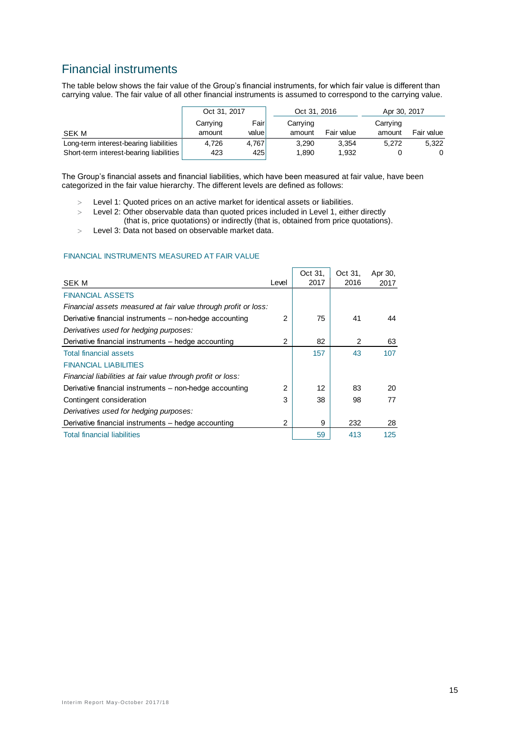## Financial instruments

The table below shows the fair value of the Group's financial instruments, for which fair value is different than carrying value. The fair value of all other financial instruments is assumed to correspond to the carrying value.

| | Oct 31, 2017 | | Oct 31, 2016 | | Apr 30, 2017 | |
|---|---|---|---|---|---|---|
| SEK M | Carrying amount | Fair value | Carrying amount | Fair value | Carrying amount | Fair value |
| Long-term interest-bearing liabilities | 4,726 | 4,767 | 3,290 | 3,354 | 5,272 | 5,322 |
| Short-term interest-bearing liabilities | 423 | 425 | 1,890 | 1,932 | 0 | 0 |

The Group's financial assets and financial liabilities, which have been measured at fair value, have been categorized in the fair value hierarchy. The different levels are defined as follows:

- Level 1: Quoted prices on an active market for identical assets or liabilities.
- Level 2: Other observable data than quoted prices included in Level 1, either directly (that is, price quotations) or indirectly (that is, obtained from price quotations).
- Level 3: Data not based on observable market data.

### FINANCIAL INSTRUMENTS MEASURED AT FAIR VALUE

| SEK M | Level | Oct 31, 2017 | Oct 31, 2016 | Apr 30, 2017 |
|---|---|---|---|---|
| FINANCIAL ASSETS | | | | |
| *Financial assets measured at fair value through profit or loss:* | | | | |
| Derivative financial instruments – non-hedge accounting | 2 | 75 | 41 | 44 |
| *Derivatives used for hedging purposes:* | | | | |
| Derivative financial instruments – hedge accounting | 2 | 82 | 2 | 63 |
| Total financial assets | | 157 | 43 | 107 |
| FINANCIAL LIABILITIES | | | | |
| *Financial liabilities at fair value through profit or loss:* | | | | |
| Derivative financial instruments – non-hedge accounting | 2 | 12 | 83 | 20 |
| Contingent consideration | 3 | 38 | 98 | 77 |
| *Derivatives used for hedging purposes:* | | | | |
| Derivative financial instruments – hedge accounting | 2 | 9 | 232 | 28 |
| Total financial liabilities | | 59 | 413 | 125 |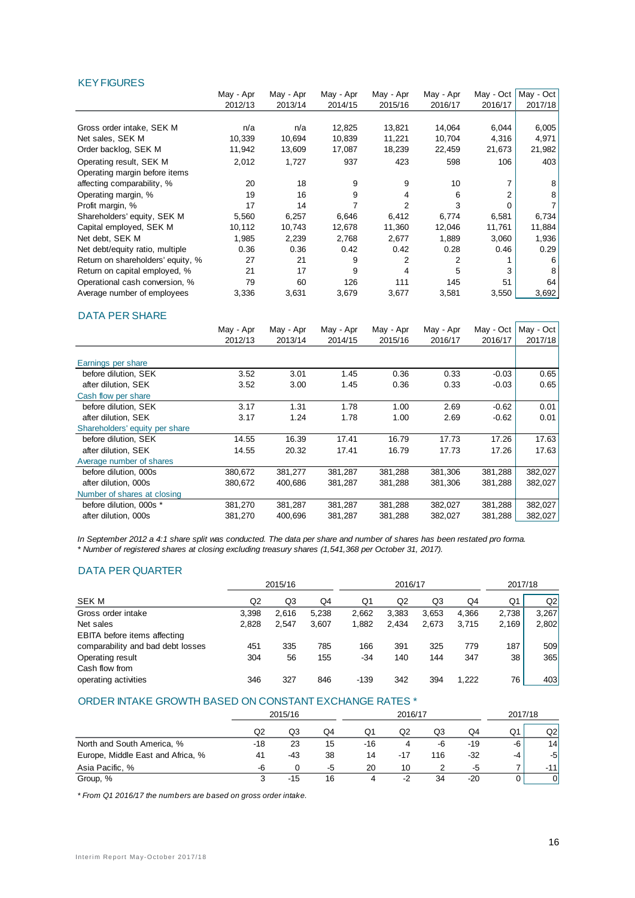## KEY FIGURES

| | May - Apr 2012/13 | May - Apr 2013/14 | May - Apr 2014/15 | May - Apr 2015/16 | May - Apr 2016/17 | May - Oct 2016/17 | May - Oct 2017/18 |
|---|---|---|---|---|---|---|---|
| Gross order intake, SEK M | n/a | n/a | 12,825 | 13,821 | 14,064 | 6,044 | 6,005 |
| Net sales, SEK M | 10,339 | 10,694 | 10,839 | 11,221 | 10,704 | 4,316 | 4,971 |
| Order backlog, SEK M | 11,942 | 13,609 | 17,087 | 18,239 | 22,459 | 21,673 | 21,982 |
| Operating result, SEK M | 2,012 | 1,727 | 937 | 423 | 598 | 106 | 403 |
| Operating margin before items affecting comparability, % | 20 | 18 | 9 | 9 | 10 | 7 | 8 |
| Operating margin, % | 19 | 16 | 9 | 4 | 6 | 2 | 8 |
| Profit margin, % | 17 | 14 | 7 | 2 | 3 | 0 | 7 |
| Shareholders' equity, SEK M | 5,560 | 6,257 | 6,646 | 6,412 | 6,774 | 6,581 | 6,734 |
| Capital employed, SEK M | 10,112 | 10,743 | 12,678 | 11,360 | 12,046 | 11,761 | 11,884 |
| Net debt, SEK M | 1,985 | 2,239 | 2,768 | 2,677 | 1,889 | 3,060 | 1,936 |
| Net debt/equity ratio, multiple | 0.36 | 0.36 | 0.42 | 0.42 | 0.28 | 0.46 | 0.29 |
| Return on shareholders' equity, % | 27 | 21 | 9 | 2 | 2 | 1 | 6 |
| Return on capital employed, % | 21 | 17 | 9 | 4 | 5 | 3 | 8 |
| Operational cash conversion, % | 79 | 60 | 126 | 111 | 145 | 51 | 64 |
| Average number of employees | 3,336 | 3,631 | 3,679 | 3,677 | 3,581 | 3,550 | 3,692 |

## DATA PER SHARE

| | May - Apr 2012/13 | May - Apr 2013/14 | May - Apr 2014/15 | May - Apr 2015/16 | May - Apr 2016/17 | May - Oct 2016/17 | May - Oct 2017/18 |
|---|---|---|---|---|---|---|---|
| **Earnings per share** | | | | | | | |
| before dilution, SEK | 3.52 | 3.01 | 1.45 | 0.36 | 0.33 | -0.03 | 0.65 |
| after dilution, SEK | 3.52 | 3.00 | 1.45 | 0.36 | 0.33 | -0.03 | 0.65 |
| **Cash flow per share** | | | | | | | |
| before dilution, SEK | 3.17 | 1.31 | 1.78 | 1.00 | 2.69 | -0.62 | 0.01 |
| after dilution, SEK | 3.17 | 1.24 | 1.78 | 1.00 | 2.69 | -0.62 | 0.01 |
| **Shareholders' equity per share** | | | | | | | |
| before dilution, SEK | 14.55 | 16.39 | 17.41 | 16.79 | 17.73 | 17.26 | 17.63 |
| after dilution, SEK | 14.55 | 20.32 | 17.41 | 16.79 | 17.73 | 17.26 | 17.63 |
| **Average number of shares** | | | | | | | |
| before dilution, 000s | 380,672 | 381,277 | 381,287 | 381,288 | 381,306 | 381,288 | 382,027 |
| after dilution, 000s | 380,672 | 400,686 | 381,287 | 381,288 | 381,306 | 381,288 | 382,027 |
| **Number of shares at closing** | | | | | | | |
| before dilution, 000s * | 381,270 | 381,287 | 381,287 | 381,288 | 382,027 | 381,288 | 382,027 |
| after dilution, 000s | 381,270 | 400,696 | 381,287 | 381,288 | 382,027 | 381,288 | 382,027 |

*In September 2012 a 4:1 share split was conducted. The data per share and number of shares has been restated pro forma.*
*\* Number of registered shares at closing excluding treasury shares (1,541,368 per October 31, 2017).*

## DATA PER QUARTER

| | 2015/16 | | | 2016/17 | | | | 2017/18 | |
|---|---|---|---|---|---|---|---|---|---|
| SEK M | Q2 | Q3 | Q4 | Q1 | Q2 | Q3 | Q4 | Q1 | Q2 |
| Gross order intake | 3,398 | 2,616 | 5,238 | 2,662 | 3,383 | 3,653 | 4,366 | 2,738 | 3,267 |
| Net sales | 2,828 | 2,547 | 3,607 | 1,882 | 2,434 | 2,673 | 3,715 | 2,169 | 2,802 |
| EBITA before items affecting comparability and bad debt losses | 451 | 335 | 785 | 166 | 391 | 325 | 779 | 187 | 509 |
| Operating result | 304 | 56 | 155 | -34 | 140 | 144 | 347 | 38 | 365 |
| Cash flow from operating activities | 346 | 327 | 846 | -139 | 342 | 394 | 1,222 | 76 | 403 |

## ORDER INTAKE GROWTH BASED ON CONSTANT EXCHANGE RATES *

| | 2015/16 | | | 2016/17 | | | | 2017/18 | |
|---|---|---|---|---|---|---|---|---|---|
| | Q2 | Q3 | Q4 | Q1 | Q2 | Q3 | Q4 | Q1 | Q2 |
| North and South America, % | -18 | 23 | 15 | -16 | 4 | -6 | -19 | -6 | 14 |
| Europe, Middle East and Africa, % | 41 | -43 | 38 | 14 | -17 | 116 | -32 | -4 | -5 |
| Asia Pacific, % | -6 | 0 | -5 | 20 | 10 | 2 | -5 | 7 | -11 |
| Group, % | 3 | -15 | 16 | 4 | -2 | 34 | -20 | 0 | 0 |

*\* From Q1 2016/17 the numbers are based on gross order intake.*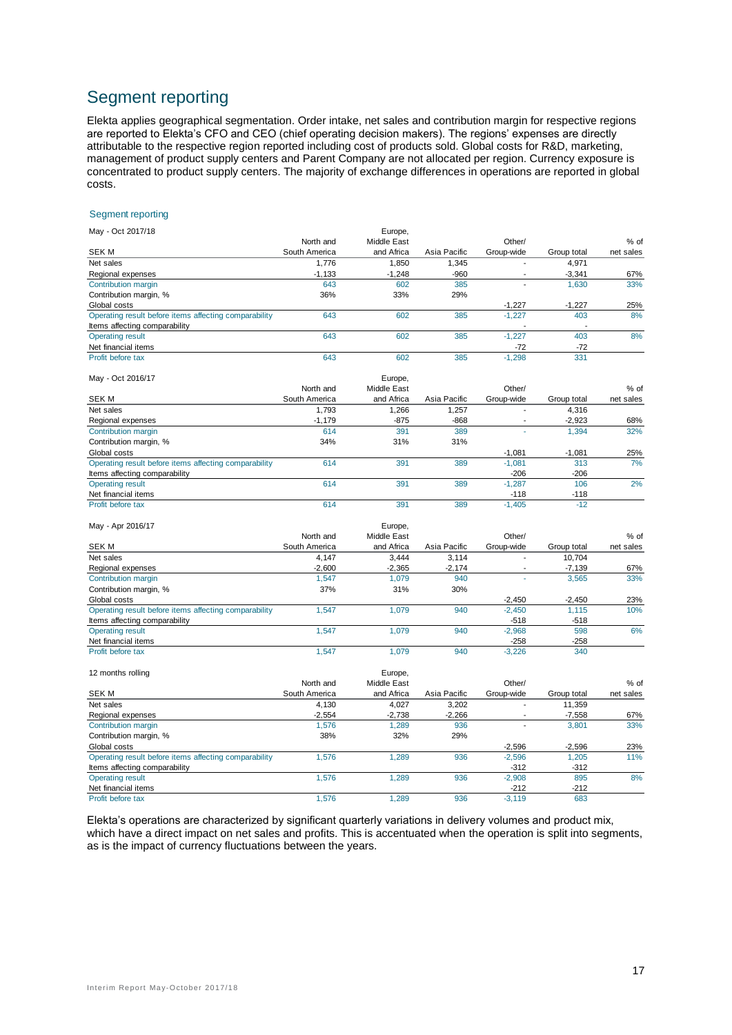# Segment reporting

Elekta applies geographical segmentation. Order intake, net sales and contribution margin for respective regions are reported to Elekta's CFO and CEO (chief operating decision makers). The regions' expenses are directly attributable to the respective region reported including cost of products sold. Global costs for R&D, marketing, management of product supply centers and Parent Company are not allocated per region. Currency exposure is concentrated to product supply centers. The majority of exchange differences in operations are reported in global costs.

## Segment reporting

| May - Oct 2017/18<br>SEK M | North and South America | Europe, Middle East and Africa | Asia Pacific | Other/ Group-wide | Group total | % of net sales |
|---|---|---|---|---|---|---|
| Net sales | 1,776 | 1,850 | 1,345 | - | 4,971 | |
| Regional expenses | -1,133 | -1,248 | -960 | - | -3,341 | 67% |
| Contribution margin | 643 | 602 | 385 | - | 1,630 | 33% |
| Contribution margin, % | 36% | 33% | 29% | | | |
| Global costs | | | | -1,227 | -1,227 | 25% |
| Operating result before items affecting comparability | 643 | 602 | 385 | -1,227 | 403 | 8% |
| Items affecting comparability | | | | - | - | |
| Operating result | 643 | 602 | 385 | -1,227 | 403 | 8% |
| Net financial items | | | | -72 | -72 | |
| Profit before tax | 643 | 602 | 385 | -1,298 | 331 | |

| May - Oct 2016/17<br>SEK M | North and South America | Europe, Middle East and Africa | Asia Pacific | Other/ Group-wide | Group total | % of net sales |
|---|---|---|---|---|---|---|
| Net sales | 1,793 | 1,266 | 1,257 | - | 4,316 | |
| Regional expenses | -1,179 | -875 | -868 | - | -2,923 | 68% |
| Contribution margin | 614 | 391 | 389 | - | 1,394 | 32% |
| Contribution margin, % | 34% | 31% | 31% | | | |
| Global costs | | | | -1,081 | -1,081 | 25% |
| Operating result before items affecting comparability | 614 | 391 | 389 | -1,081 | 313 | 7% |
| Items affecting comparability | | | | -206 | -206 | |
| Operating result | 614 | 391 | 389 | -1,287 | 106 | 2% |
| Net financial items | | | | -118 | -118 | |
| Profit before tax | 614 | 391 | 389 | -1,405 | -12 | |

| May - Apr 2016/17<br>SEK M | North and South America | Europe, Middle East and Africa | Asia Pacific | Other/ Group-wide | Group total | % of net sales |
|---|---|---|---|---|---|---|
| Net sales | 4,147 | 3,444 | 3,114 | - | 10,704 | |
| Regional expenses | -2,600 | -2,365 | -2,174 | - | -7,139 | 67% |
| Contribution margin | 1,547 | 1,079 | 940 | - | 3,565 | 33% |
| Contribution margin, % | 37% | 31% | 30% | | | |
| Global costs | | | | -2,450 | -2,450 | 23% |
| Operating result before items affecting comparability | 1,547 | 1,079 | 940 | -2,450 | 1,115 | 10% |
| Items affecting comparability | | | | -518 | -518 | |
| Operating result | 1,547 | 1,079 | 940 | -2,968 | 598 | 6% |
| Net financial items | | | | -258 | -258 | |
| Profit before tax | 1,547 | 1,079 | 940 | -3,226 | 340 | |

| 12 months rolling<br>SEK M | North and South America | Europe, Middle East and Africa | Asia Pacific | Other/ Group-wide | Group total | % of net sales |
|---|---|---|---|---|---|---|
| Net sales | 4,130 | 4,027 | 3,202 | - | 11,359 | |
| Regional expenses | -2,554 | -2,738 | -2,266 | - | -7,558 | 67% |
| Contribution margin | 1,576 | 1,289 | 936 | - | 3,801 | 33% |
| Contribution margin, % | 38% | 32% | 29% | | | |
| Global costs | | | | -2,596 | -2,596 | 23% |
| Operating result before items affecting comparability | 1,576 | 1,289 | 936 | -2,596 | 1,205 | 11% |
| Items affecting comparability | | | | -312 | -312 | |
| Operating result | 1,576 | 1,289 | 936 | -2,908 | 895 | 8% |
| Net financial items | | | | -212 | -212 | |
| Profit before tax | 1,576 | 1,289 | 936 | -3,119 | 683 | |

Elekta's operations are characterized by significant quarterly variations in delivery volumes and product mix, which have a direct impact on net sales and profits. This is accentuated when the operation is split into segments, as is the impact of currency fluctuations between the years.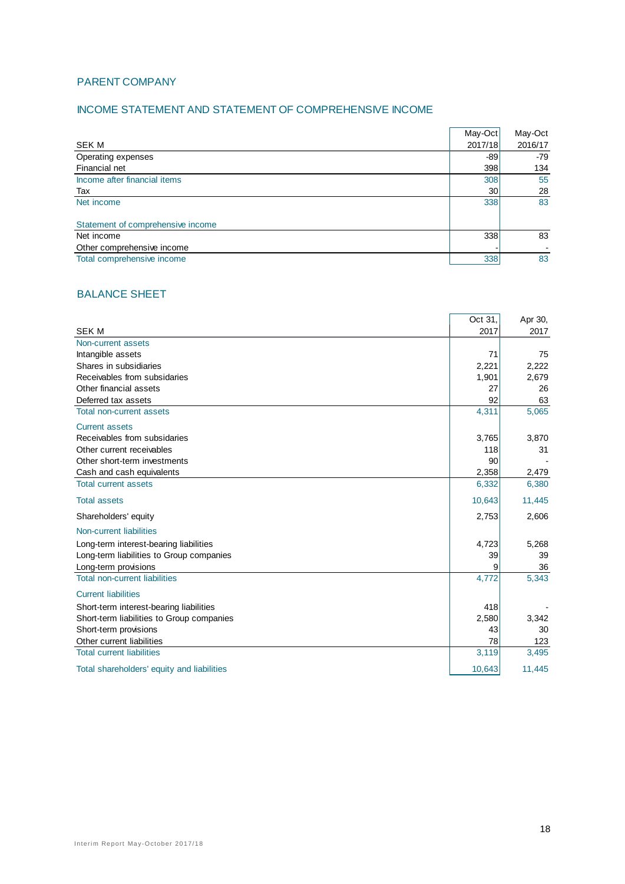# PARENT COMPANY

## INCOME STATEMENT AND STATEMENT OF COMPREHENSIVE INCOME

| SEK M | May-Oct 2017/18 | May-Oct 2016/17 |
|---|---|---|
| Operating expenses | -89 | -79 |
| Financial net | 398 | 134 |
| Income after financial items | 308 | 55 |
| Tax | 30 | 28 |
| Net income | 338 | 83 |
| | | |
| Statement of comprehensive income | | |
| Net income | 338 | 83 |
| Other comprehensive income | - | - |
| Total comprehensive income | 338 | 83 |

## BALANCE SHEET

| SEK M | Oct 31, 2017 | Apr 30, 2017 |
|---|---|---|
| Non-current assets | | |
| Intangible assets | 71 | 75 |
| Shares in subsidiaries | 2,221 | 2,222 |
| Receivables from subsidaries | 1,901 | 2,679 |
| Other financial assets | 27 | 26 |
| Deferred tax assets | 92 | 63 |
| Total non-current assets | 4,311 | 5,065 |
| Current assets | | |
| Receivables from subsidaries | 3,765 | 3,870 |
| Other current receivables | 118 | 31 |
| Other short-term investments | 90 | - |
| Cash and cash equivalents | 2,358 | 2,479 |
| Total current assets | 6,332 | 6,380 |
| Total assets | 10,643 | 11,445 |
| Shareholders' equity | 2,753 | 2,606 |
| Non-current liabilities | | |
| Long-term interest-bearing liabilities | 4,723 | 5,268 |
| Long-term liabilities to Group companies | 39 | 39 |
| Long-term provisions | 9 | 36 |
| Total non-current liabilities | 4,772 | 5,343 |
| Current liabilities | | |
| Short-term interest-bearing liabilities | 418 | - |
| Short-term liabilities to Group companies | 2,580 | 3,342 |
| Short-term provisions | 43 | 30 |
| Other current liabilities | 78 | 123 |
| Total current liabilities | 3,119 | 3,495 |
| Total shareholders' equity and liabilities | 10,643 | 11,445 |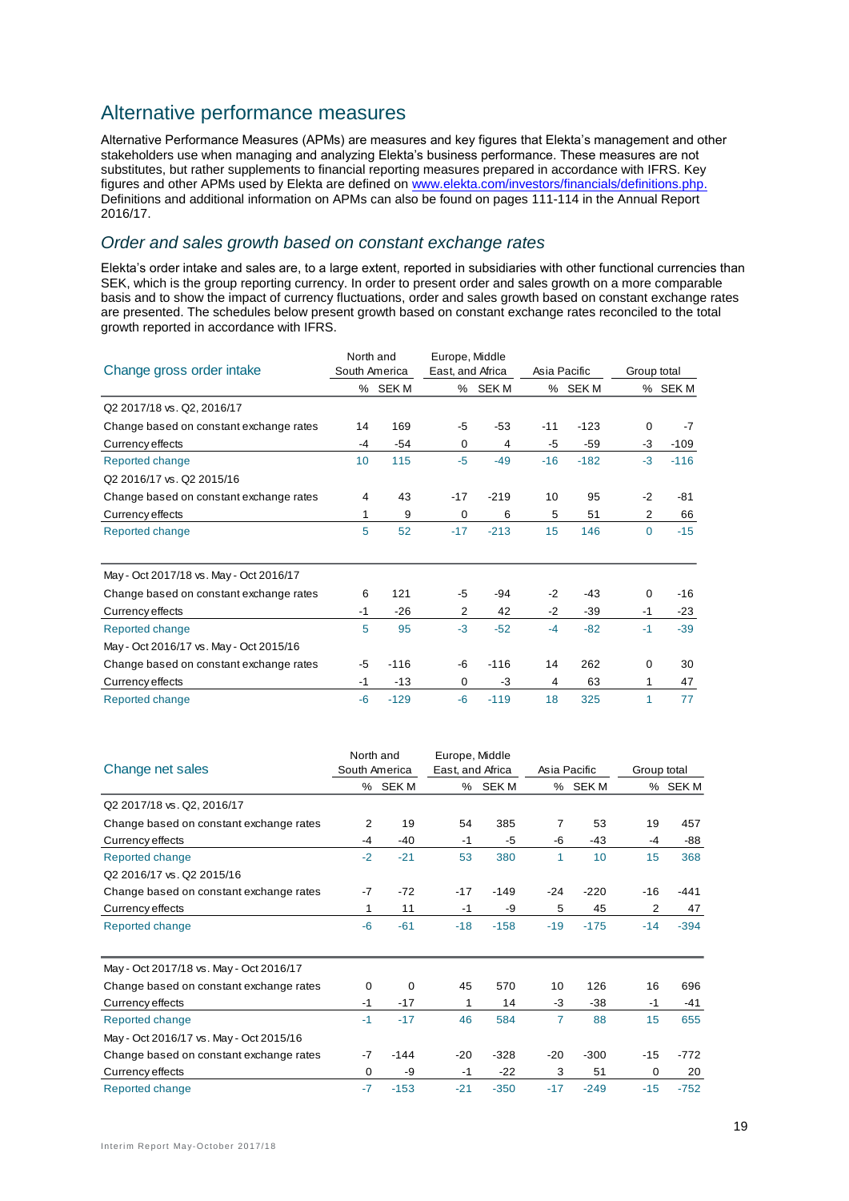# Alternative performance measures

Alternative Performance Measures (APMs) are measures and key figures that Elekta's management and other stakeholders use when managing and analyzing Elekta's business performance. These measures are not substitutes, but rather supplements to financial reporting measures prepared in accordance with IFRS. Key figures and other APMs used by Elekta are defined on www.elekta.com/investors/financials/definitions.php. Definitions and additional information on APMs can also be found on pages 111-114 in the Annual Report 2016/17.

## *Order and sales growth based on constant exchange rates*

Elekta's order intake and sales are, to a large extent, reported in subsidiaries with other functional currencies than SEK, which is the group reporting currency. In order to present order and sales growth on a more comparable basis and to show the impact of currency fluctuations, order and sales growth based on constant exchange rates are presented. The schedules below present growth based on constant exchange rates reconciled to the total growth reported in accordance with IFRS.

| Change gross order intake | North and South America | | Europe, Middle East, and Africa | | Asia Pacific | | Group total | |
|---|---|---|---|---|---|---|---|---|
| | % | SEK M | % | SEK M | % | SEK M | % | SEK M |
| Q2 2017/18 vs. Q2, 2016/17 | | | | | | | | |
| Change based on constant exchange rates | 14 | 169 | -5 | -53 | -11 | -123 | 0 | -7 |
| Currency effects | -4 | -54 | 0 | 4 | -5 | -59 | -3 | -109 |
| Reported change | 10 | 115 | -5 | -49 | -16 | -182 | -3 | -116 |
| Q2 2016/17 vs. Q2 2015/16 | | | | | | | | |
| Change based on constant exchange rates | 4 | 43 | -17 | -219 | 10 | 95 | -2 | -81 |
| Currency effects | 1 | 9 | 0 | 6 | 5 | 51 | 2 | 66 |
| Reported change | 5 | 52 | -17 | -213 | 15 | 146 | 0 | -15 |
| May - Oct 2017/18 vs. May - Oct 2016/17 | | | | | | | | |
| Change based on constant exchange rates | 6 | 121 | -5 | -94 | -2 | -43 | 0 | -16 |
| Currency effects | -1 | -26 | 2 | 42 | -2 | -39 | -1 | -23 |
| Reported change | 5 | 95 | -3 | -52 | -4 | -82 | -1 | -39 |
| May - Oct 2016/17 vs. May - Oct 2015/16 | | | | | | | | |
| Change based on constant exchange rates | -5 | -116 | -6 | -116 | 14 | 262 | 0 | 30 |
| Currency effects | -1 | -13 | 0 | -3 | 4 | 63 | 1 | 47 |
| Reported change | -6 | -129 | -6 | -119 | 18 | 325 | 1 | 77 |

| Change net sales | North and South America | | Europe, Middle East, and Africa | | Asia Pacific | | Group total | |
|---|---|---|---|---|---|---|---|---|
| | % | SEK M | % | SEK M | % | SEK M | % | SEK M |
| Q2 2017/18 vs. Q2, 2016/17 | | | | | | | | |
| Change based on constant exchange rates | 2 | 19 | 54 | 385 | 7 | 53 | 19 | 457 |
| Currency effects | -4 | -40 | -1 | -5 | -6 | -43 | -4 | -88 |
| Reported change | -2 | -21 | 53 | 380 | 1 | 10 | 15 | 368 |
| Q2 2016/17 vs. Q2 2015/16 | | | | | | | | |
| Change based on constant exchange rates | -7 | -72 | -17 | -149 | -24 | -220 | -16 | -441 |
| Currency effects | 1 | 11 | -1 | -9 | 5 | 45 | 2 | 47 |
| Reported change | -6 | -61 | -18 | -158 | -19 | -175 | -14 | -394 |
| May - Oct 2017/18 vs. May - Oct 2016/17 | | | | | | | | |
| Change based on constant exchange rates | 0 | 0 | 45 | 570 | 10 | 126 | 16 | 696 |
| Currency effects | -1 | -17 | 1 | 14 | -3 | -38 | -1 | -41 |
| Reported change | -1 | -17 | 46 | 584 | 7 | 88 | 15 | 655 |
| May - Oct 2016/17 vs. May - Oct 2015/16 | | | | | | | | |
| Change based on constant exchange rates | -7 | -144 | -20 | -328 | -20 | -300 | -15 | -772 |
| Currency effects | 0 | -9 | -1 | -22 | 3 | 51 | 0 | 20 |
| Reported change | -7 | -153 | -21 | -350 | -17 | -249 | -15 | -752 |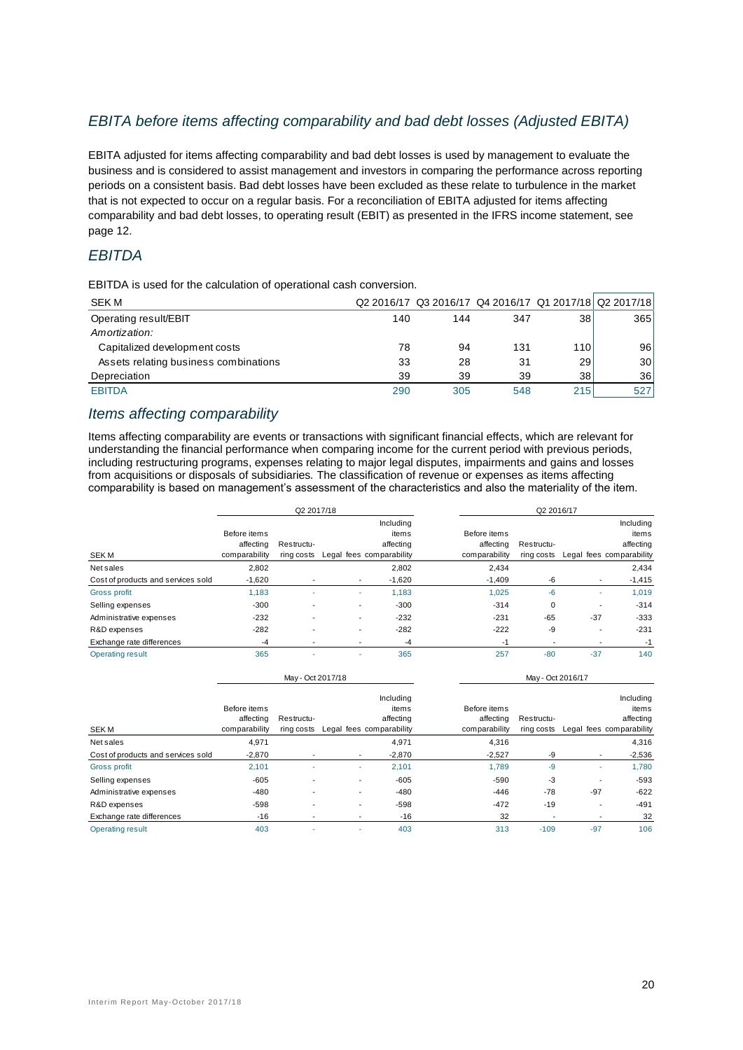## *EBITA before items affecting comparability and bad debt losses (Adjusted EBITA)*

EBITA adjusted for items affecting comparability and bad debt losses is used by management to evaluate the business and is considered to assist management and investors in comparing the performance across reporting periods on a consistent basis. Bad debt losses have been excluded as these relate to turbulence in the market that is not expected to occur on a regular basis. For a reconciliation of EBITA adjusted for items affecting comparability and bad debt losses, to operating result (EBIT) as presented in the IFRS income statement, see page 12.

## *EBITDA*

EBITDA is used for the calculation of operational cash conversion.

| SEK M | Q2 2016/17 | Q3 2016/17 | Q4 2016/17 | Q1 2017/18 | Q2 2017/18 |
|---|---|---|---|---|---|
| Operating result/EBIT | 140 | 144 | 347 | 38 | 365 |
| *Amortization:* | | | | | |
| Capitalized development costs | 78 | 94 | 131 | 110 | 96 |
| Assets relating business combinations | 33 | 28 | 31 | 29 | 30 |
| Depreciation | 39 | 39 | 39 | 38 | 36 |
| EBITDA | 290 | 305 | 548 | 215 | 527 |

## *Items affecting comparability*

Items affecting comparability are events or transactions with significant financial effects, which are relevant for understanding the financial performance when comparing income for the current period with previous periods, including restructuring programs, expenses relating to major legal disputes, impairments and gains and losses from acquisitions or disposals of subsidiaries. The classification of revenue or expenses as items affecting comparability is based on management's assessment of the characteristics and also the materiality of the item.

| | Q2 2017/18 | | | | Q2 2016/17 | | | |
|---|---|---|---|---|---|---|---|---|
| SEK M | Before items affecting comparability | Restructuring costs | Legal fees | Including items affecting comparability | Before items affecting comparability | Restructuring costs | Legal fees | Including items affecting comparability |
| Net sales | 2,802 | | | 2,802 | 2,434 | | | 2,434 |
| Cost of products and services sold | -1,620 | - | - | -1,620 | -1,409 | -6 | - | -1,415 |
| Gross profit | 1,183 | - | - | 1,183 | 1,025 | -6 | - | 1,019 |
| Selling expenses | -300 | - | - | -300 | -314 | 0 | - | -314 |
| Administrative expenses | -232 | - | - | -232 | -231 | -65 | -37 | -333 |
| R&D expenses | -282 | - | - | -282 | -222 | -9 | - | -231 |
| Exchange rate differences | -4 | - | - | -4 | -1 | - | - | -1 |
| Operating result | 365 | - | - | 365 | 257 | -80 | -37 | 140 |

| | May - Oct 2017/18 | | | | May - Oct 2016/17 | | | |
|---|---|---|---|---|---|---|---|---|
| SEK M | Before items affecting comparability | Restructuring costs | Legal fees | Including items affecting comparability | Before items affecting comparability | Restructuring costs | Legal fees | Including items affecting comparability |
| Net sales | 4,971 | | | 4,971 | 4,316 | | | 4,316 |
| Cost of products and services sold | -2,870 | - | - | -2,870 | -2,527 | -9 | - | -2,536 |
| Gross profit | 2,101 | - | - | 2,101 | 1,789 | -9 | - | 1,780 |
| Selling expenses | -605 | - | - | -605 | -590 | -3 | - | -593 |
| Administrative expenses | -480 | - | - | -480 | -446 | -78 | -97 | -622 |
| R&D expenses | -598 | - | - | -598 | -472 | -19 | - | -491 |
| Exchange rate differences | -16 | - | - | -16 | 32 | - | - | 32 |
| Operating result | 403 | - | - | 403 | 313 | -109 | -97 | 106 |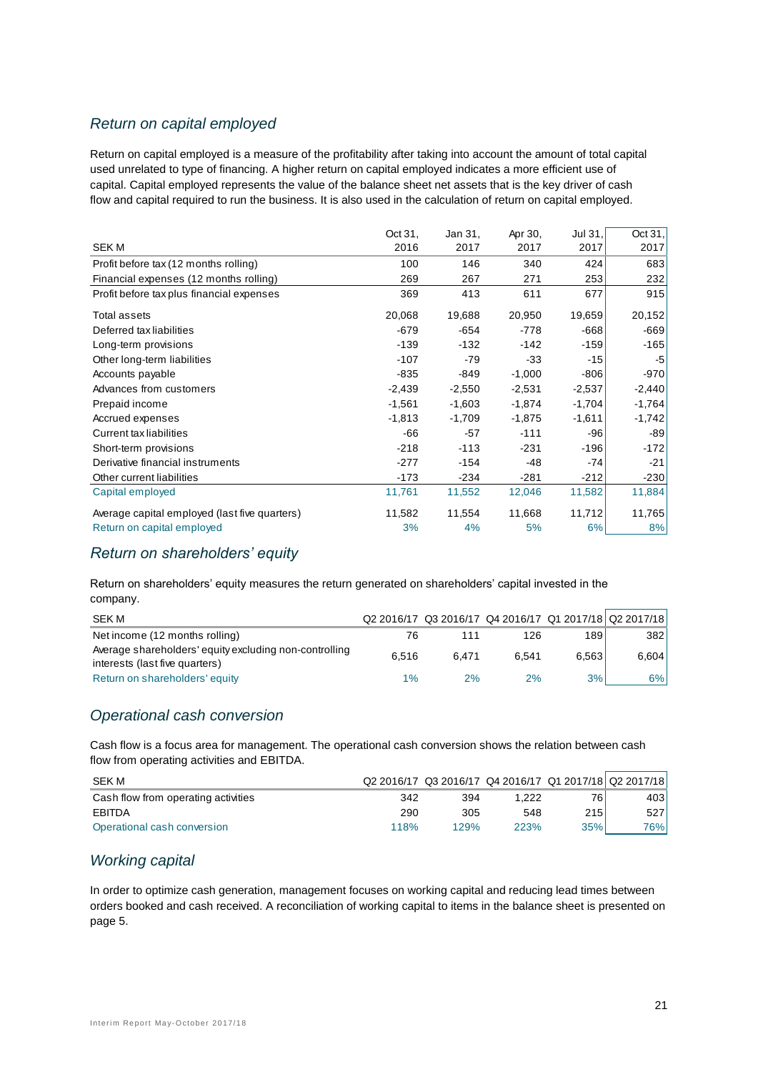## *Return on capital employed*

Return on capital employed is a measure of the profitability after taking into account the amount of total capital used unrelated to type of financing. A higher return on capital employed indicates a more efficient use of capital. Capital employed represents the value of the balance sheet net assets that is the key driver of cash flow and capital required to run the business. It is also used in the calculation of return on capital employed.

| SEK M | Oct 31, 2016 | Jan 31, 2017 | Apr 30, 2017 | Jul 31, 2017 | Oct 31, 2017 |
|---|---|---|---|---|---|
| Profit before tax (12 months rolling) | 100 | 146 | 340 | 424 | 683 |
| Financial expenses (12 months rolling) | 269 | 267 | 271 | 253 | 232 |
| Profit before tax plus financial expenses | 369 | 413 | 611 | 677 | 915 |
| Total assets | 20,068 | 19,688 | 20,950 | 19,659 | 20,152 |
| Deferred tax liabilities | -679 | -654 | -778 | -668 | -669 |
| Long-term provisions | -139 | -132 | -142 | -159 | -165 |
| Other long-term liabilities | -107 | -79 | -33 | -15 | -5 |
| Accounts payable | -835 | -849 | -1,000 | -806 | -970 |
| Advances from customers | -2,439 | -2,550 | -2,531 | -2,537 | -2,440 |
| Prepaid income | -1,561 | -1,603 | -1,874 | -1,704 | -1,764 |
| Accrued expenses | -1,813 | -1,709 | -1,875 | -1,611 | -1,742 |
| Current tax liabilities | -66 | -57 | -111 | -96 | -89 |
| Short-term provisions | -218 | -113 | -231 | -196 | -172 |
| Derivative financial instruments | -277 | -154 | -48 | -74 | -21 |
| Other current liabilities | -173 | -234 | -281 | -212 | -230 |
| Capital employed | 11,761 | 11,552 | 12,046 | 11,582 | 11,884 |
| Average capital employed (last five quarters) | 11,582 | 11,554 | 11,668 | 11,712 | 11,765 |
| Return on capital employed | 3% | 4% | 5% | 6% | 8% |

## *Return on shareholders' equity*

Return on shareholders' equity measures the return generated on shareholders' capital invested in the company.

| SEK M | Q2 2016/17 | Q3 2016/17 | Q4 2016/17 | Q1 2017/18 | Q2 2017/18 |
|---|---|---|---|---|---|
| Net income (12 months rolling) | 76 | 111 | 126 | 189 | 382 |
| Average shareholders' equity excluding non-controlling interests (last five quarters) | 6,516 | 6,471 | 6,541 | 6,563 | 6,604 |
| Return on shareholders' equity | 1% | 2% | 2% | 3% | 6% |

## *Operational cash conversion*

Cash flow is a focus area for management. The operational cash conversion shows the relation between cash flow from operating activities and EBITDA.

| SEK M | Q2 2016/17 | Q3 2016/17 | Q4 2016/17 | Q1 2017/18 | Q2 2017/18 |
|---|---|---|---|---|---|
| Cash flow from operating activities | 342 | 394 | 1,222 | 76 | 403 |
| EBITDA | 290 | 305 | 548 | 215 | 527 |
| Operational cash conversion | 118% | 129% | 223% | 35% | 76% |

## *Working capital*

In order to optimize cash generation, management focuses on working capital and reducing lead times between orders booked and cash received. A reconciliation of working capital to items in the balance sheet is presented on page 5.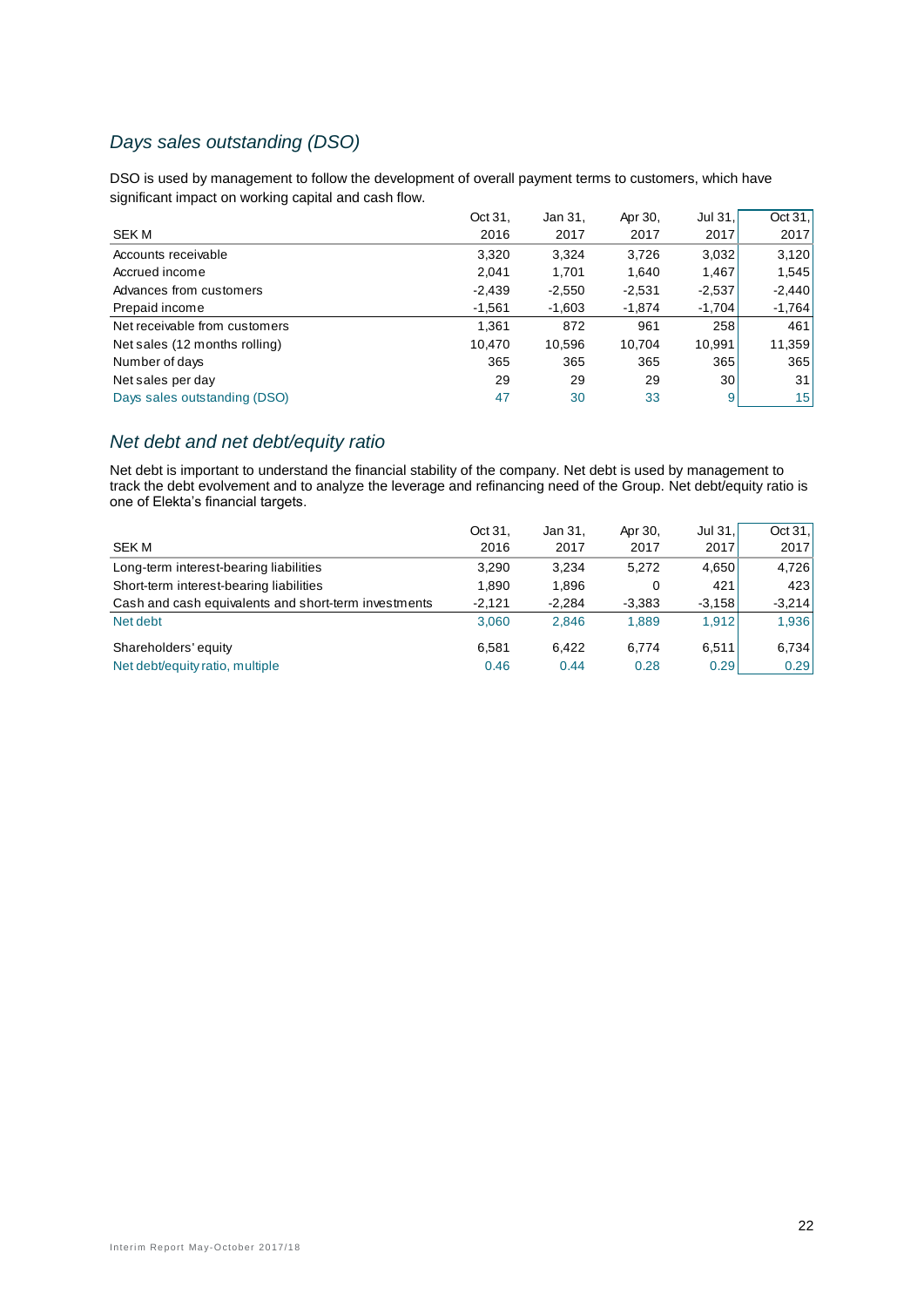## *Days sales outstanding (DSO)*

DSO is used by management to follow the development of overall payment terms to customers, which have significant impact on working capital and cash flow.

| SEK M | Oct 31, 2016 | Jan 31, 2017 | Apr 30, 2017 | Jul 31, 2017 | Oct 31, 2017 |
|---|---|---|---|---|---|
| Accounts receivable | 3,320 | 3,324 | 3,726 | 3,032 | 3,120 |
| Accrued income | 2,041 | 1,701 | 1,640 | 1,467 | 1,545 |
| Advances from customers | -2,439 | -2,550 | -2,531 | -2,537 | -2,440 |
| Prepaid income | -1,561 | -1,603 | -1,874 | -1,704 | -1,764 |
| Net receivable from customers | 1,361 | 872 | 961 | 258 | 461 |
| Net sales (12 months rolling) | 10,470 | 10,596 | 10,704 | 10,991 | 11,359 |
| Number of days | 365 | 365 | 365 | 365 | 365 |
| Net sales per day | 29 | 29 | 29 | 30 | 31 |
| Days sales outstanding (DSO) | 47 | 30 | 33 | 9 | 15 |

## *Net debt and net debt/equity ratio*

Net debt is important to understand the financial stability of the company. Net debt is used by management to track the debt evolvement and to analyze the leverage and refinancing need of the Group. Net debt/equity ratio is one of Elekta's financial targets.

| SEK M | Oct 31, 2016 | Jan 31, 2017 | Apr 30, 2017 | Jul 31, 2017 | Oct 31, 2017 |
|---|---|---|---|---|---|
| Long-term interest-bearing liabilities | 3,290 | 3,234 | 5,272 | 4,650 | 4,726 |
| Short-term interest-bearing liabilities | 1,890 | 1,896 | 0 | 421 | 423 |
| Cash and cash equivalents and short-term investments | -2,121 | -2,284 | -3,383 | -3,158 | -3,214 |
| Net debt | 3,060 | 2,846 | 1,889 | 1,912 | 1,936 |
| Shareholders' equity | 6,581 | 6,422 | 6,774 | 6,511 | 6,734 |
| Net debt/equity ratio, multiple | 0.46 | 0.44 | 0.28 | 0.29 | 0.29 |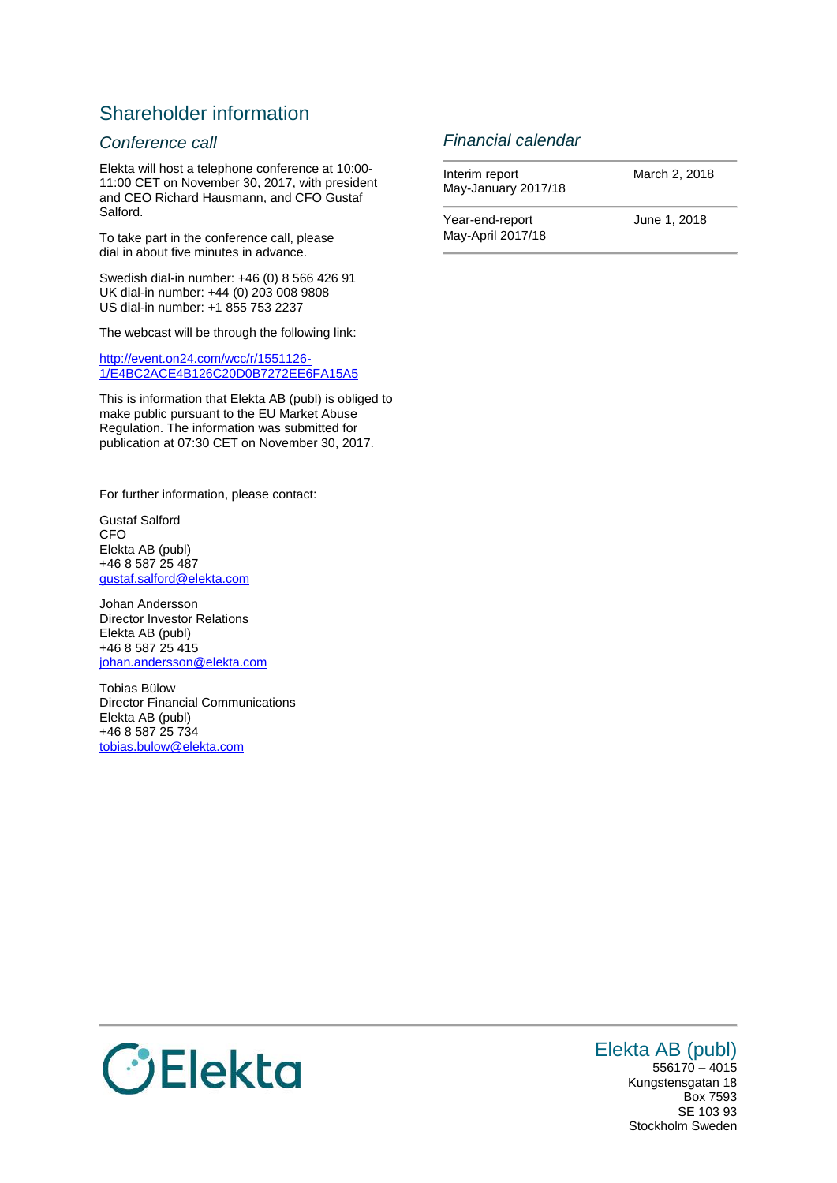# Shareholder information

## *Conference call*

Elekta will host a telephone conference at 10:00-11:00 CET on November 30, 2017, with president and CEO Richard Hausmann, and CFO Gustaf Salford.

To take part in the conference call, please dial in about five minutes in advance.

Swedish dial-in number: +46 (0) 8 566 426 91
UK dial-in number: +44 (0) 203 008 9808
US dial-in number: +1 855 753 2237

The webcast will be through the following link:

http://event.on24.com/wcc/r/1551126-1/E4BC2ACE4B126C20D0B7272EE6FA15A5

This is information that Elekta AB (publ) is obliged to make public pursuant to the EU Market Abuse Regulation. The information was submitted for publication at 07:30 CET on November 30, 2017.

For further information, please contact:

Gustaf Salford
CFO
Elekta AB (publ)
+46 8 587 25 487
gustaf.salford@elekta.com

Johan Andersson
Director Investor Relations
Elekta AB (publ)
+46 8 587 25 415
johan.andersson@elekta.com

Tobias Bülow
Director Financial Communications
Elekta AB (publ)
+46 8 587 25 734
tobias.bulow@elekta.com

## *Financial calendar*

| | |
|---|---|
| Interim report<br>May-January 2017/18 | March 2, 2018 |
| Year-end-report<br>May-April 2017/18 | June 1, 2018 |

Elekta AB (publ)
556170 – 4015
Kungstensgatan 18
Box 7593
SE 103 93
Stockholm Sweden